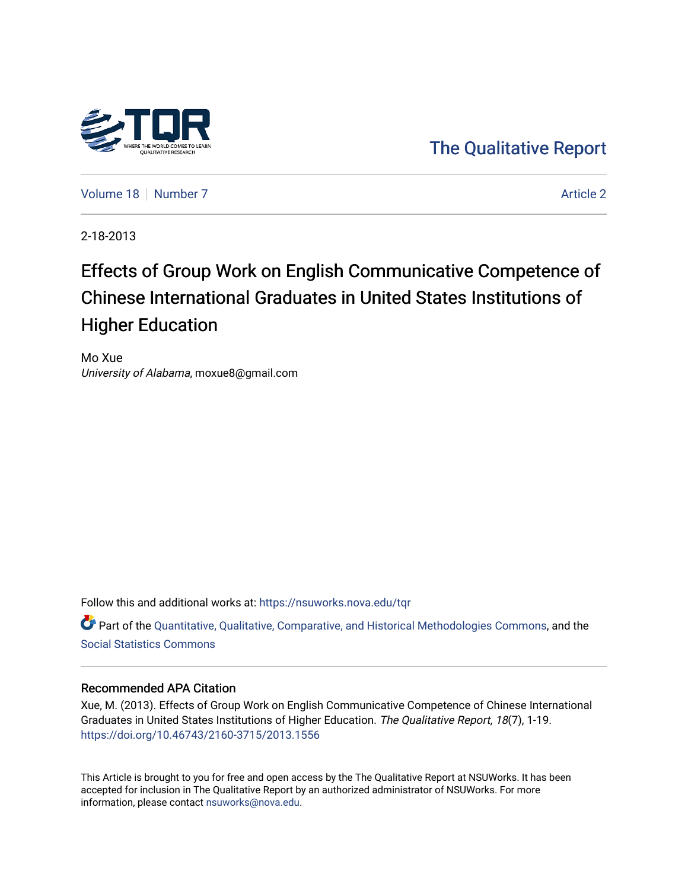The Qualitative Report

Volume 18 | Number 7 | Article 2

2-18-2013

# Effects of Group Work on English Communicative Competence of Chinese International Graduates in United States Institutions of Higher Education

Mo Xue
*University of Alabama*, moxue8@gmail.com

Follow this and additional works at: https://nsuworks.nova.edu/tqr

Part of the Quantitative, Qualitative, Comparative, and Historical Methodologies Commons, and the Social Statistics Commons

## Recommended APA Citation

Xue, M. (2013). Effects of Group Work on English Communicative Competence of Chinese International Graduates in United States Institutions of Higher Education. *The Qualitative Report*, *18*(7), 1-19. https://doi.org/10.46743/2160-3715/2013.1556

This Article is brought to you for free and open access by the The Qualitative Report at NSUWorks. It has been accepted for inclusion in The Qualitative Report by an authorized administrator of NSUWorks. For more information, please contact nsuworks@nova.edu.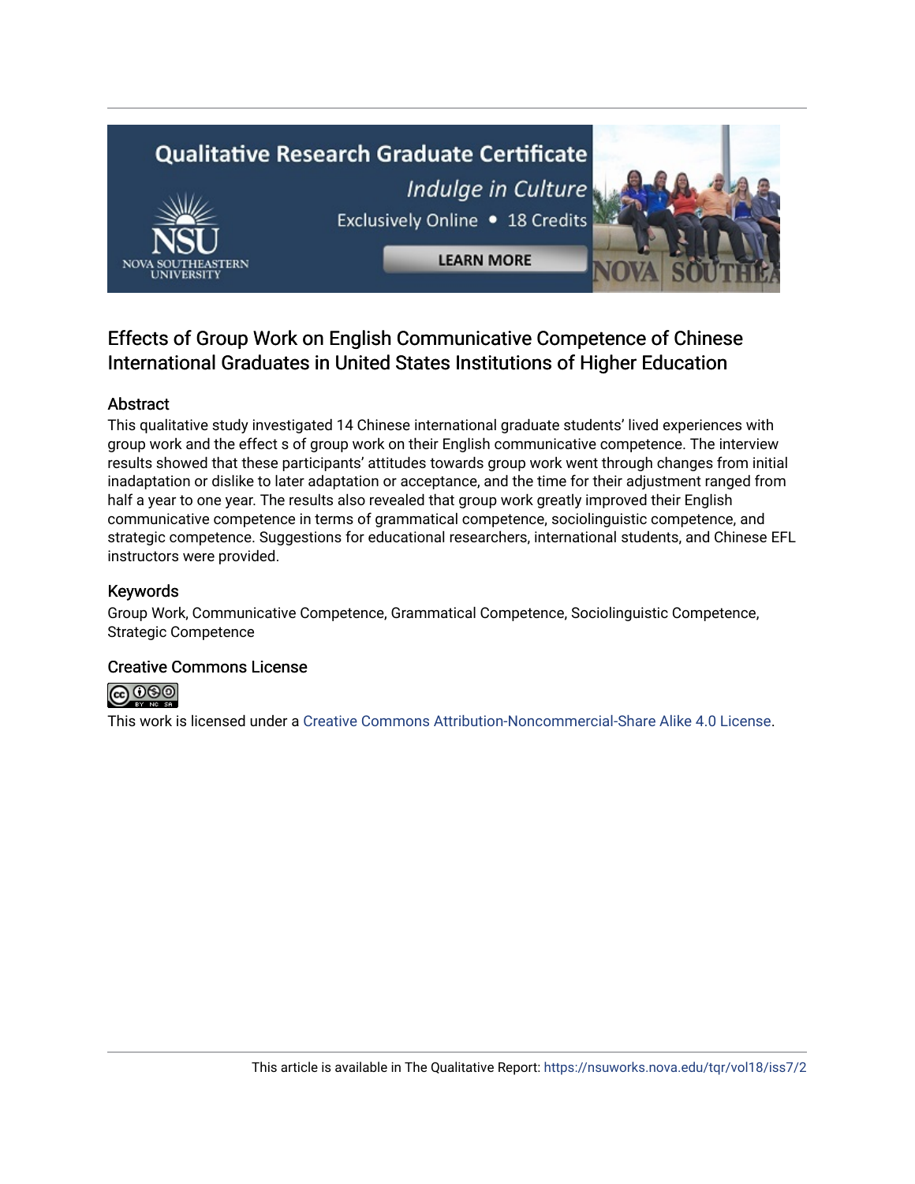## Effects of Group Work on English Communicative Competence of Chinese International Graduates in United States Institutions of Higher Education

### Abstract

This qualitative study investigated 14 Chinese international graduate students' lived experiences with group work and the effect s of group work on their English communicative competence. The interview results showed that these participants' attitudes towards group work went through changes from initial inadaptation or dislike to later adaptation or acceptance, and the time for their adjustment ranged from half a year to one year. The results also revealed that group work greatly improved their English communicative competence in terms of grammatical competence, sociolinguistic competence, and strategic competence. Suggestions for educational researchers, international students, and Chinese EFL instructors were provided.

### Keywords

Group Work, Communicative Competence, Grammatical Competence, Sociolinguistic Competence, Strategic Competence

### Creative Commons License

This work is licensed under a Creative Commons Attribution-Noncommercial-Share Alike 4.0 License.

This article is available in The Qualitative Report: https://nsuworks.nova.edu/tqr/vol18/iss7/2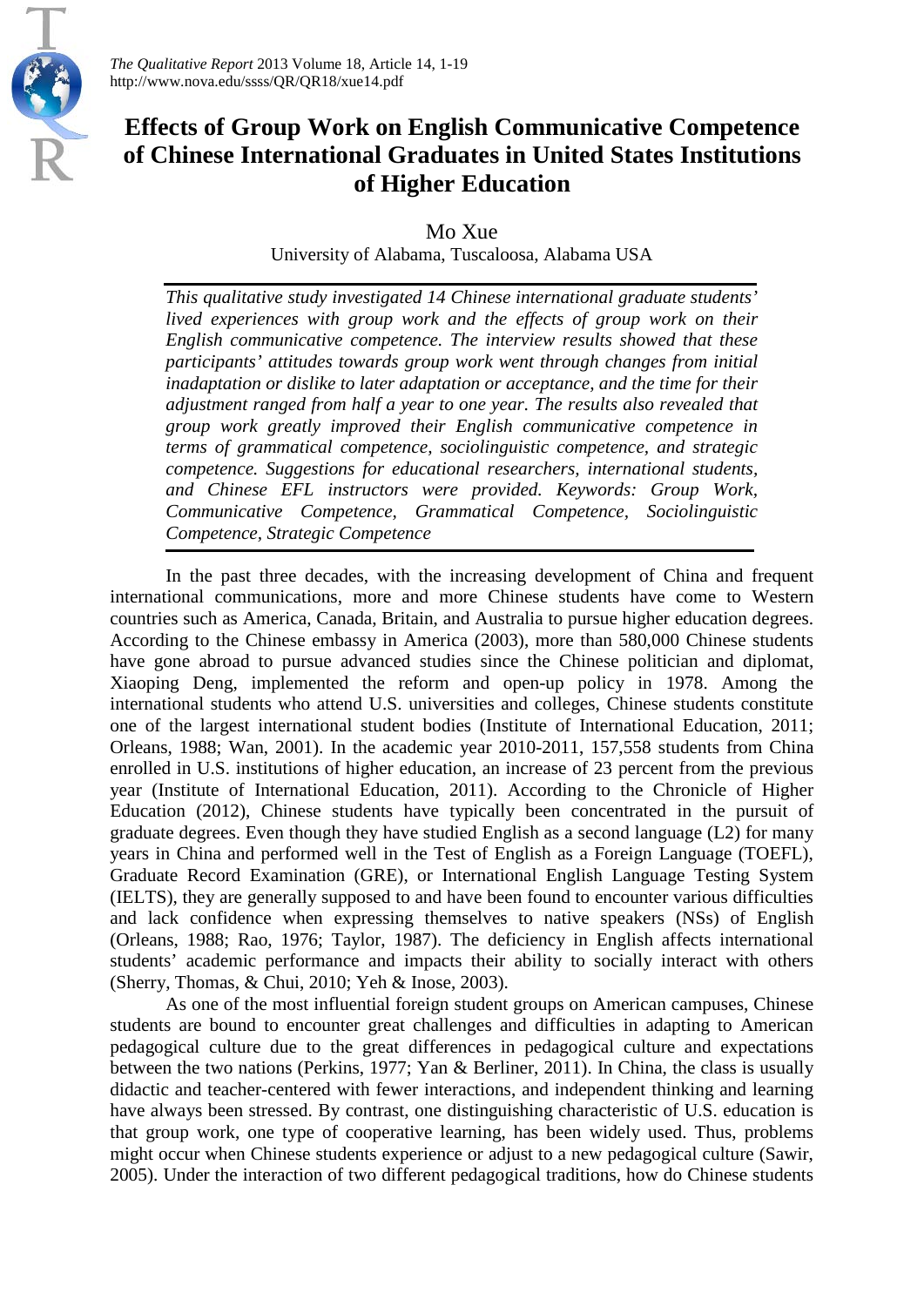# Effects of Group Work on English Communicative Competence of Chinese International Graduates in United States Institutions of Higher Education

Mo Xue

University of Alabama, Tuscaloosa, Alabama USA

*This qualitative study investigated 14 Chinese international graduate students' lived experiences with group work and the effects of group work on their English communicative competence. The interview results showed that these participants' attitudes towards group work went through changes from initial inadaptation or dislike to later adaptation or acceptance, and the time for their adjustment ranged from half a year to one year. The results also revealed that group work greatly improved their English communicative competence in terms of grammatical competence, sociolinguistic competence, and strategic competence. Suggestions for educational researchers, international students, and Chinese EFL instructors were provided. Keywords: Group Work, Communicative Competence, Grammatical Competence, Sociolinguistic Competence, Strategic Competence*

In the past three decades, with the increasing development of China and frequent international communications, more and more Chinese students have come to Western countries such as America, Canada, Britain, and Australia to pursue higher education degrees. According to the Chinese embassy in America (2003), more than 580,000 Chinese students have gone abroad to pursue advanced studies since the Chinese politician and diplomat, Xiaoping Deng, implemented the reform and open-up policy in 1978. Among the international students who attend U.S. universities and colleges, Chinese students constitute one of the largest international student bodies (Institute of International Education, 2011; Orleans, 1988; Wan, 2001). In the academic year 2010-2011, 157,558 students from China enrolled in U.S. institutions of higher education, an increase of 23 percent from the previous year (Institute of International Education, 2011). According to the Chronicle of Higher Education (2012), Chinese students have typically been concentrated in the pursuit of graduate degrees. Even though they have studied English as a second language (L2) for many years in China and performed well in the Test of English as a Foreign Language (TOEFL), Graduate Record Examination (GRE), or International English Language Testing System (IELTS), they are generally supposed to and have been found to encounter various difficulties and lack confidence when expressing themselves to native speakers (NSs) of English (Orleans, 1988; Rao, 1976; Taylor, 1987). The deficiency in English affects international students' academic performance and impacts their ability to socially interact with others (Sherry, Thomas, & Chui, 2010; Yeh & Inose, 2003).

As one of the most influential foreign student groups on American campuses, Chinese students are bound to encounter great challenges and difficulties in adapting to American pedagogical culture due to the great differences in pedagogical culture and expectations between the two nations (Perkins, 1977; Yan & Berliner, 2011). In China, the class is usually didactic and teacher-centered with fewer interactions, and independent thinking and learning have always been stressed. By contrast, one distinguishing characteristic of U.S. education is that group work, one type of cooperative learning, has been widely used. Thus, problems might occur when Chinese students experience or adjust to a new pedagogical culture (Sawir, 2005). Under the interaction of two different pedagogical traditions, how do Chinese students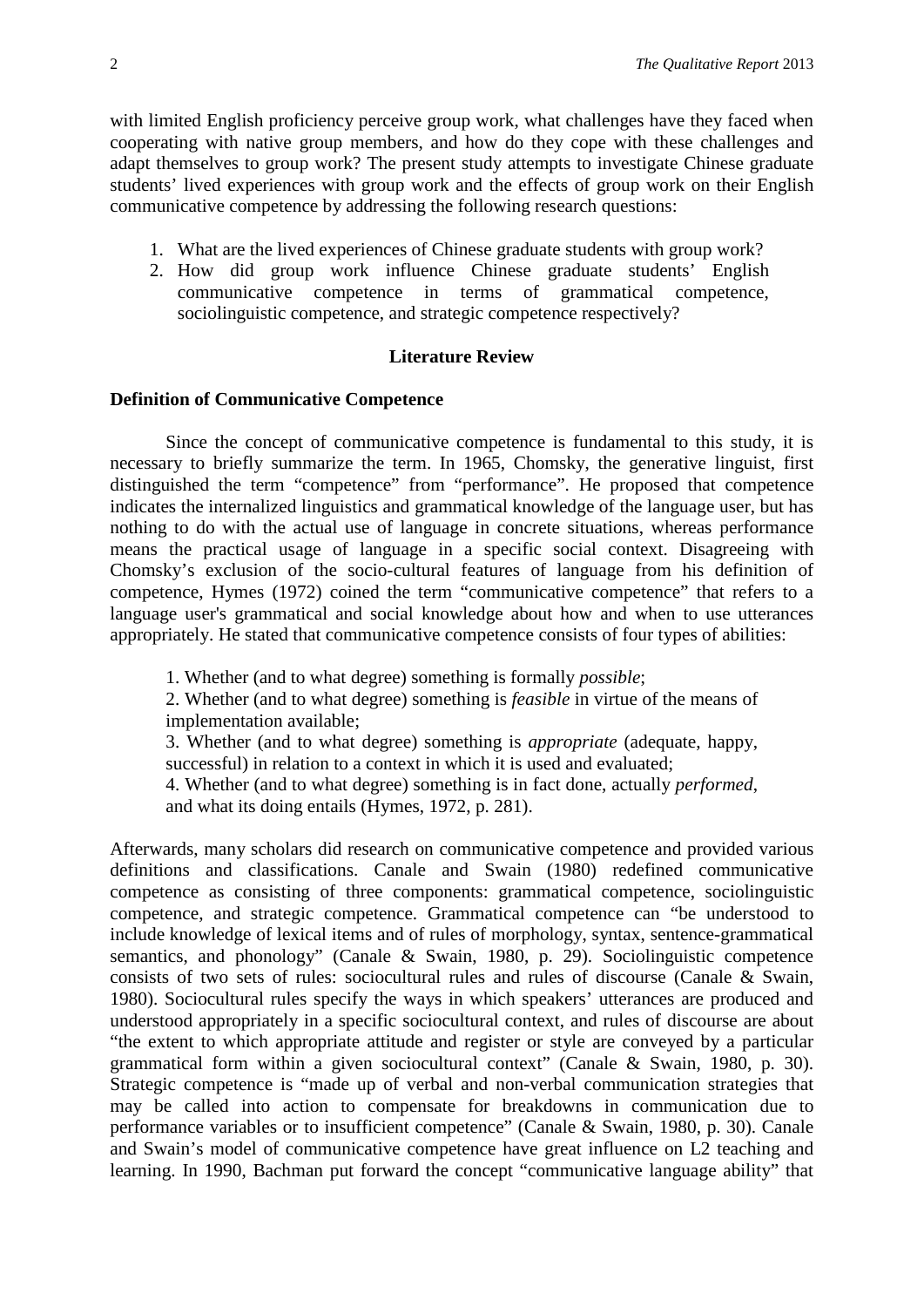with limited English proficiency perceive group work, what challenges have they faced when cooperating with native group members, and how do they cope with these challenges and adapt themselves to group work? The present study attempts to investigate Chinese graduate students' lived experiences with group work and the effects of group work on their English communicative competence by addressing the following research questions:

1. What are the lived experiences of Chinese graduate students with group work?
2. How did group work influence Chinese graduate students' English communicative competence in terms of grammatical competence, sociolinguistic competence, and strategic competence respectively?

## Literature Review

### Definition of Communicative Competence

Since the concept of communicative competence is fundamental to this study, it is necessary to briefly summarize the term. In 1965, Chomsky, the generative linguist, first distinguished the term "competence" from "performance". He proposed that competence indicates the internalized linguistics and grammatical knowledge of the language user, but has nothing to do with the actual use of language in concrete situations, whereas performance means the practical usage of language in a specific social context. Disagreeing with Chomsky's exclusion of the socio-cultural features of language from his definition of competence, Hymes (1972) coined the term "communicative competence" that refers to a language user's grammatical and social knowledge about how and when to use utterances appropriately. He stated that communicative competence consists of four types of abilities:

> 1. Whether (and to what degree) something is formally *possible*;
> 2. Whether (and to what degree) something is *feasible* in virtue of the means of implementation available;
> 3. Whether (and to what degree) something is *appropriate* (adequate, happy, successful) in relation to a context in which it is used and evaluated;
> 4. Whether (and to what degree) something is in fact done, actually *performed*, and what its doing entails (Hymes, 1972, p. 281).

Afterwards, many scholars did research on communicative competence and provided various definitions and classifications. Canale and Swain (1980) redefined communicative competence as consisting of three components: grammatical competence, sociolinguistic competence, and strategic competence. Grammatical competence can "be understood to include knowledge of lexical items and of rules of morphology, syntax, sentence-grammatical semantics, and phonology" (Canale & Swain, 1980, p. 29). Sociolinguistic competence consists of two sets of rules: sociocultural rules and rules of discourse (Canale & Swain, 1980). Sociocultural rules specify the ways in which speakers' utterances are produced and understood appropriately in a specific sociocultural context, and rules of discourse are about "the extent to which appropriate attitude and register or style are conveyed by a particular grammatical form within a given sociocultural context" (Canale & Swain, 1980, p. 30). Strategic competence is "made up of verbal and non-verbal communication strategies that may be called into action to compensate for breakdowns in communication due to performance variables or to insufficient competence" (Canale & Swain, 1980, p. 30). Canale and Swain's model of communicative competence have great influence on L2 teaching and learning. In 1990, Bachman put forward the concept "communicative language ability" that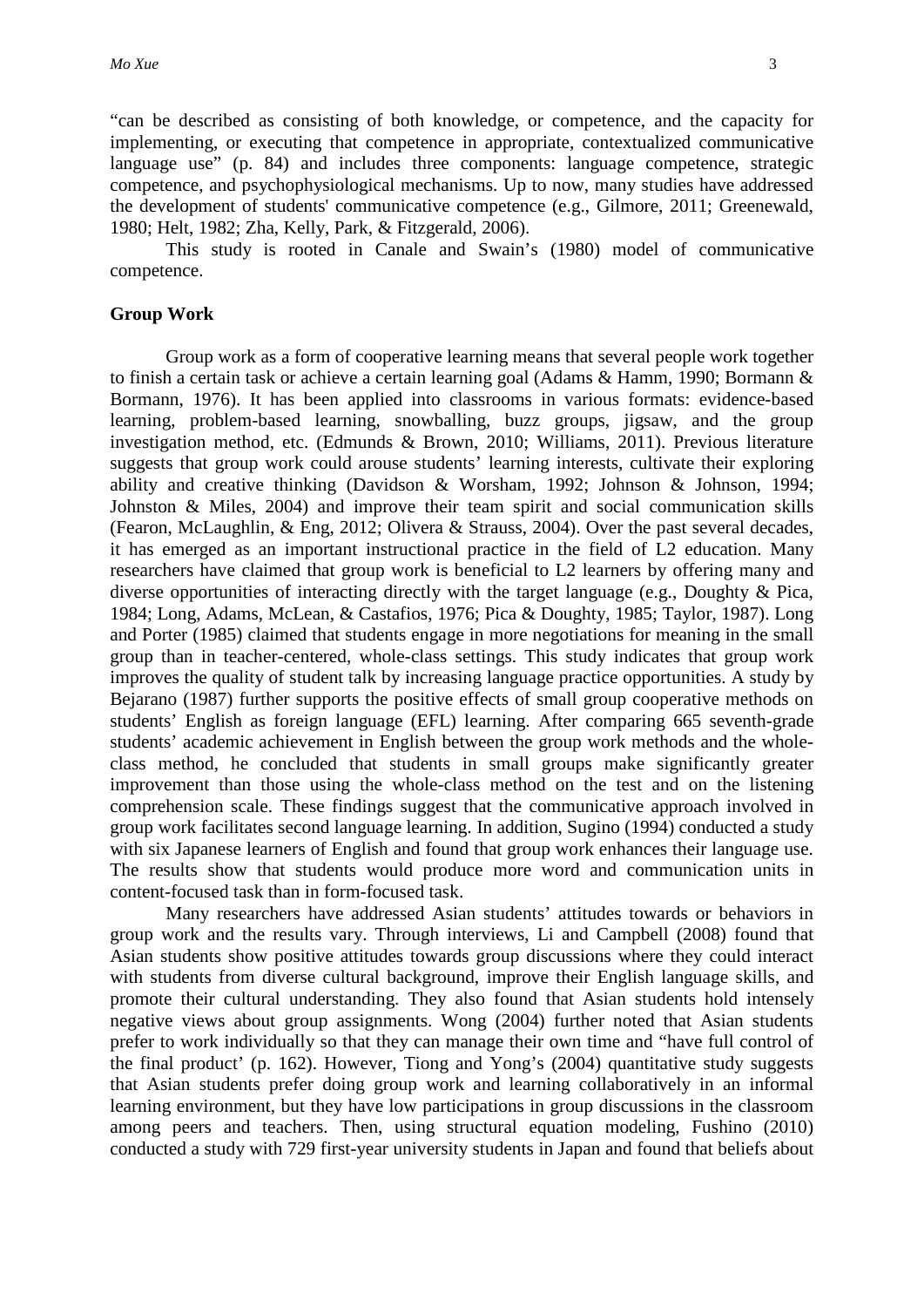"can be described as consisting of both knowledge, or competence, and the capacity for implementing, or executing that competence in appropriate, contextualized communicative language use" (p. 84) and includes three components: language competence, strategic competence, and psychophysiological mechanisms. Up to now, many studies have addressed the development of students' communicative competence (e.g., Gilmore, 2011; Greenewald, 1980; Helt, 1982; Zha, Kelly, Park, & Fitzgerald, 2006).

This study is rooted in Canale and Swain's (1980) model of communicative competence.

### Group Work

Group work as a form of cooperative learning means that several people work together to finish a certain task or achieve a certain learning goal (Adams & Hamm, 1990; Bormann & Bormann, 1976). It has been applied into classrooms in various formats: evidence-based learning, problem-based learning, snowballing, buzz groups, jigsaw, and the group investigation method, etc. (Edmunds & Brown, 2010; Williams, 2011). Previous literature suggests that group work could arouse students' learning interests, cultivate their exploring ability and creative thinking (Davidson & Worsham, 1992; Johnson & Johnson, 1994; Johnston & Miles, 2004) and improve their team spirit and social communication skills (Fearon, McLaughlin, & Eng, 2012; Olivera & Strauss, 2004). Over the past several decades, it has emerged as an important instructional practice in the field of L2 education. Many researchers have claimed that group work is beneficial to L2 learners by offering many and diverse opportunities of interacting directly with the target language (e.g., Doughty & Pica, 1984; Long, Adams, McLean, & Castafios, 1976; Pica & Doughty, 1985; Taylor, 1987). Long and Porter (1985) claimed that students engage in more negotiations for meaning in the small group than in teacher-centered, whole-class settings. This study indicates that group work improves the quality of student talk by increasing language practice opportunities. A study by Bejarano (1987) further supports the positive effects of small group cooperative methods on students' English as foreign language (EFL) learning. After comparing 665 seventh-grade students' academic achievement in English between the group work methods and the whole-class method, he concluded that students in small groups make significantly greater improvement than those using the whole-class method on the test and on the listening comprehension scale. These findings suggest that the communicative approach involved in group work facilitates second language learning. In addition, Sugino (1994) conducted a study with six Japanese learners of English and found that group work enhances their language use. The results show that students would produce more word and communication units in content-focused task than in form-focused task.

Many researchers have addressed Asian students' attitudes towards or behaviors in group work and the results vary. Through interviews, Li and Campbell (2008) found that Asian students show positive attitudes towards group discussions where they could interact with students from diverse cultural background, improve their English language skills, and promote their cultural understanding. They also found that Asian students hold intensely negative views about group assignments. Wong (2004) further noted that Asian students prefer to work individually so that they can manage their own time and "have full control of the final product' (p. 162). However, Tiong and Yong's (2004) quantitative study suggests that Asian students prefer doing group work and learning collaboratively in an informal learning environment, but they have low participations in group discussions in the classroom among peers and teachers. Then, using structural equation modeling, Fushino (2010) conducted a study with 729 first-year university students in Japan and found that beliefs about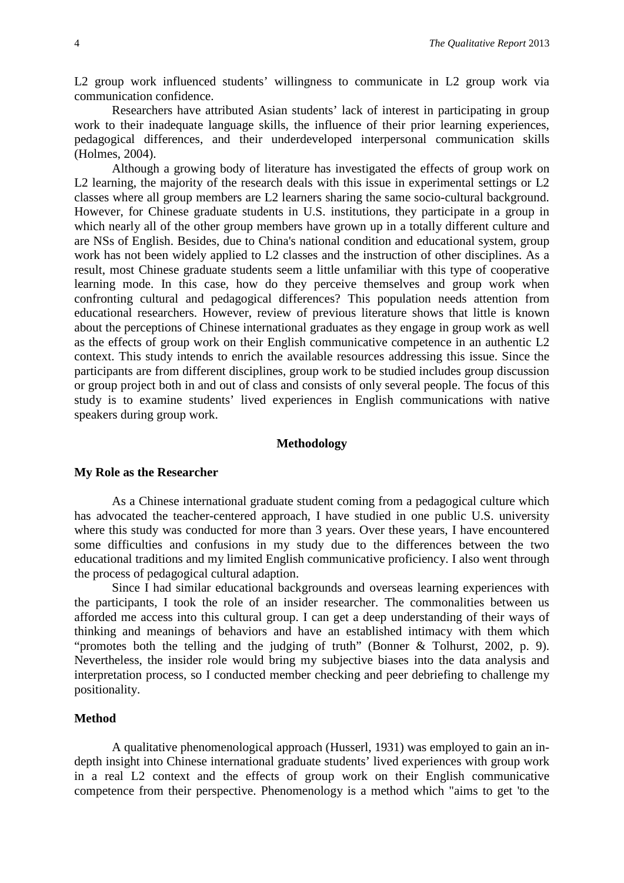L2 group work influenced students' willingness to communicate in L2 group work via communication confidence.

Researchers have attributed Asian students' lack of interest in participating in group work to their inadequate language skills, the influence of their prior learning experiences, pedagogical differences, and their underdeveloped interpersonal communication skills (Holmes, 2004).

Although a growing body of literature has investigated the effects of group work on L2 learning, the majority of the research deals with this issue in experimental settings or L2 classes where all group members are L2 learners sharing the same socio-cultural background. However, for Chinese graduate students in U.S. institutions, they participate in a group in which nearly all of the other group members have grown up in a totally different culture and are NSs of English. Besides, due to China's national condition and educational system, group work has not been widely applied to L2 classes and the instruction of other disciplines. As a result, most Chinese graduate students seem a little unfamiliar with this type of cooperative learning mode. In this case, how do they perceive themselves and group work when confronting cultural and pedagogical differences? This population needs attention from educational researchers. However, review of previous literature shows that little is known about the perceptions of Chinese international graduates as they engage in group work as well as the effects of group work on their English communicative competence in an authentic L2 context. This study intends to enrich the available resources addressing this issue. Since the participants are from different disciplines, group work to be studied includes group discussion or group project both in and out of class and consists of only several people. The focus of this study is to examine students' lived experiences in English communications with native speakers during group work.

## Methodology

### My Role as the Researcher

As a Chinese international graduate student coming from a pedagogical culture which has advocated the teacher-centered approach, I have studied in one public U.S. university where this study was conducted for more than 3 years. Over these years, I have encountered some difficulties and confusions in my study due to the differences between the two educational traditions and my limited English communicative proficiency. I also went through the process of pedagogical cultural adaption.

Since I had similar educational backgrounds and overseas learning experiences with the participants, I took the role of an insider researcher. The commonalities between us afforded me access into this cultural group. I can get a deep understanding of their ways of thinking and meanings of behaviors and have an established intimacy with them which "promotes both the telling and the judging of truth" (Bonner & Tolhurst, 2002, p. 9). Nevertheless, the insider role would bring my subjective biases into the data analysis and interpretation process, so I conducted member checking and peer debriefing to challenge my positionality.

### Method

A qualitative phenomenological approach (Husserl, 1931) was employed to gain an in-depth insight into Chinese international graduate students' lived experiences with group work in a real L2 context and the effects of group work on their English communicative competence from their perspective. Phenomenology is a method which "aims to get 'to the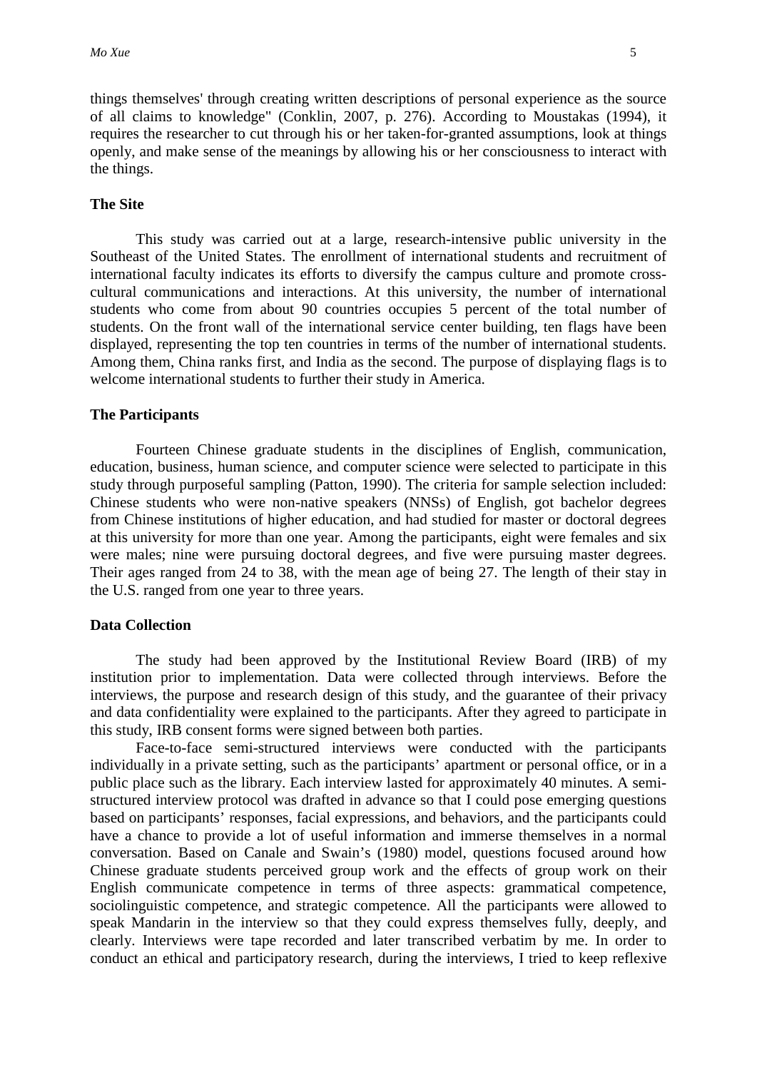things themselves' through creating written descriptions of personal experience as the source of all claims to knowledge" (Conklin, 2007, p. 276). According to Moustakas (1994), it requires the researcher to cut through his or her taken-for-granted assumptions, look at things openly, and make sense of the meanings by allowing his or her consciousness to interact with the things.

## The Site

This study was carried out at a large, research-intensive public university in the Southeast of the United States. The enrollment of international students and recruitment of international faculty indicates its efforts to diversify the campus culture and promote cross-cultural communications and interactions. At this university, the number of international students who come from about 90 countries occupies 5 percent of the total number of students. On the front wall of the international service center building, ten flags have been displayed, representing the top ten countries in terms of the number of international students. Among them, China ranks first, and India as the second. The purpose of displaying flags is to welcome international students to further their study in America.

## The Participants

Fourteen Chinese graduate students in the disciplines of English, communication, education, business, human science, and computer science were selected to participate in this study through purposeful sampling (Patton, 1990). The criteria for sample selection included: Chinese students who were non-native speakers (NNSs) of English, got bachelor degrees from Chinese institutions of higher education, and had studied for master or doctoral degrees at this university for more than one year. Among the participants, eight were females and six were males; nine were pursuing doctoral degrees, and five were pursuing master degrees. Their ages ranged from 24 to 38, with the mean age of being 27. The length of their stay in the U.S. ranged from one year to three years.

## Data Collection

The study had been approved by the Institutional Review Board (IRB) of my institution prior to implementation. Data were collected through interviews. Before the interviews, the purpose and research design of this study, and the guarantee of their privacy and data confidentiality were explained to the participants. After they agreed to participate in this study, IRB consent forms were signed between both parties.

Face-to-face semi-structured interviews were conducted with the participants individually in a private setting, such as the participants' apartment or personal office, or in a public place such as the library. Each interview lasted for approximately 40 minutes. A semi-structured interview protocol was drafted in advance so that I could pose emerging questions based on participants' responses, facial expressions, and behaviors, and the participants could have a chance to provide a lot of useful information and immerse themselves in a normal conversation. Based on Canale and Swain's (1980) model, questions focused around how Chinese graduate students perceived group work and the effects of group work on their English communicate competence in terms of three aspects: grammatical competence, sociolinguistic competence, and strategic competence. All the participants were allowed to speak Mandarin in the interview so that they could express themselves fully, deeply, and clearly. Interviews were tape recorded and later transcribed verbatim by me. In order to conduct an ethical and participatory research, during the interviews, I tried to keep reflexive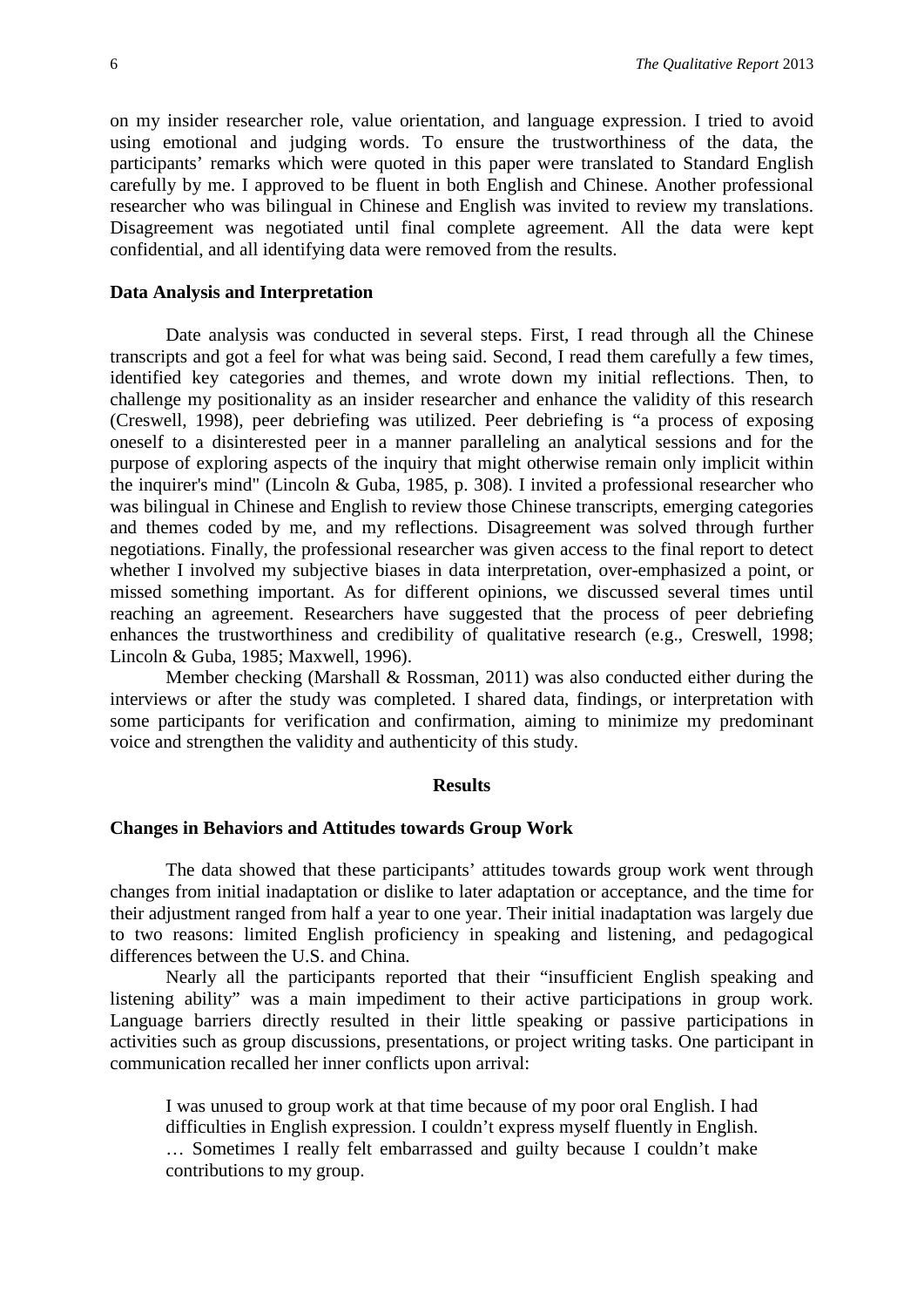on my insider researcher role, value orientation, and language expression. I tried to avoid using emotional and judging words. To ensure the trustworthiness of the data, the participants' remarks which were quoted in this paper were translated to Standard English carefully by me. I approved to be fluent in both English and Chinese. Another professional researcher who was bilingual in Chinese and English was invited to review my translations. Disagreement was negotiated until final complete agreement. All the data were kept confidential, and all identifying data were removed from the results.

### Data Analysis and Interpretation

Date analysis was conducted in several steps. First, I read through all the Chinese transcripts and got a feel for what was being said. Second, I read them carefully a few times, identified key categories and themes, and wrote down my initial reflections. Then, to challenge my positionality as an insider researcher and enhance the validity of this research (Creswell, 1998), peer debriefing was utilized. Peer debriefing is "a process of exposing oneself to a disinterested peer in a manner paralleling an analytical sessions and for the purpose of exploring aspects of the inquiry that might otherwise remain only implicit within the inquirer's mind" (Lincoln & Guba, 1985, p. 308). I invited a professional researcher who was bilingual in Chinese and English to review those Chinese transcripts, emerging categories and themes coded by me, and my reflections. Disagreement was solved through further negotiations. Finally, the professional researcher was given access to the final report to detect whether I involved my subjective biases in data interpretation, over-emphasized a point, or missed something important. As for different opinions, we discussed several times until reaching an agreement. Researchers have suggested that the process of peer debriefing enhances the trustworthiness and credibility of qualitative research (e.g., Creswell, 1998; Lincoln & Guba, 1985; Maxwell, 1996).

Member checking (Marshall & Rossman, 2011) was also conducted either during the interviews or after the study was completed. I shared data, findings, or interpretation with some participants for verification and confirmation, aiming to minimize my predominant voice and strengthen the validity and authenticity of this study.

## Results

### Changes in Behaviors and Attitudes towards Group Work

The data showed that these participants' attitudes towards group work went through changes from initial inadaptation or dislike to later adaptation or acceptance, and the time for their adjustment ranged from half a year to one year. Their initial inadaptation was largely due to two reasons: limited English proficiency in speaking and listening, and pedagogical differences between the U.S. and China.

Nearly all the participants reported that their "insufficient English speaking and listening ability" was a main impediment to their active participations in group work. Language barriers directly resulted in their little speaking or passive participations in activities such as group discussions, presentations, or project writing tasks. One participant in communication recalled her inner conflicts upon arrival:

> I was unused to group work at that time because of my poor oral English. I had difficulties in English expression. I couldn't express myself fluently in English. … Sometimes I really felt embarrassed and guilty because I couldn't make contributions to my group.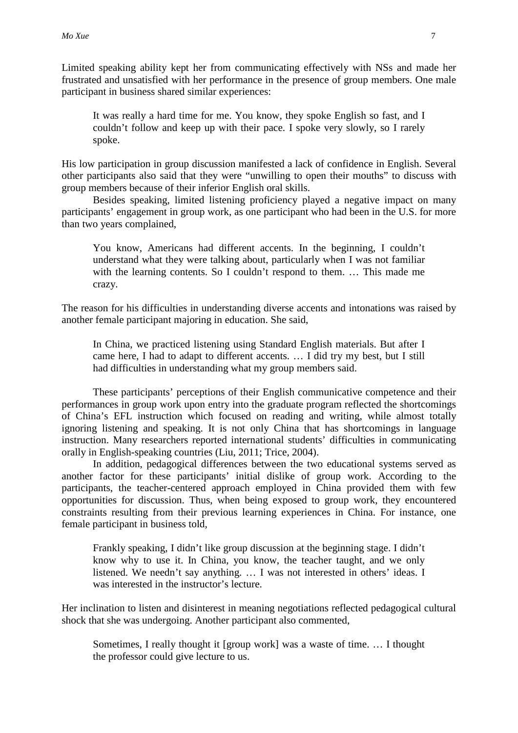Limited speaking ability kept her from communicating effectively with NSs and made her frustrated and unsatisfied with her performance in the presence of group members. One male participant in business shared similar experiences:

> It was really a hard time for me. You know, they spoke English so fast, and I couldn't follow and keep up with their pace. I spoke very slowly, so I rarely spoke.

His low participation in group discussion manifested a lack of confidence in English. Several other participants also said that they were "unwilling to open their mouths" to discuss with group members because of their inferior English oral skills.

Besides speaking, limited listening proficiency played a negative impact on many participants' engagement in group work, as one participant who had been in the U.S. for more than two years complained,

> You know, Americans had different accents. In the beginning, I couldn't understand what they were talking about, particularly when I was not familiar with the learning contents. So I couldn't respond to them. … This made me crazy.

The reason for his difficulties in understanding diverse accents and intonations was raised by another female participant majoring in education. She said,

> In China, we practiced listening using Standard English materials. But after I came here, I had to adapt to different accents. … I did try my best, but I still had difficulties in understanding what my group members said.

These participants' perceptions of their English communicative competence and their performances in group work upon entry into the graduate program reflected the shortcomings of China's EFL instruction which focused on reading and writing, while almost totally ignoring listening and speaking. It is not only China that has shortcomings in language instruction. Many researchers reported international students' difficulties in communicating orally in English-speaking countries (Liu, 2011; Trice, 2004).

In addition, pedagogical differences between the two educational systems served as another factor for these participants' initial dislike of group work. According to the participants, the teacher-centered approach employed in China provided them with few opportunities for discussion. Thus, when being exposed to group work, they encountered constraints resulting from their previous learning experiences in China. For instance, one female participant in business told,

> Frankly speaking, I didn't like group discussion at the beginning stage. I didn't know why to use it. In China, you know, the teacher taught, and we only listened. We needn't say anything. … I was not interested in others' ideas. I was interested in the instructor's lecture.

Her inclination to listen and disinterest in meaning negotiations reflected pedagogical cultural shock that she was undergoing. Another participant also commented,

> Sometimes, I really thought it [group work] was a waste of time. … I thought the professor could give lecture to us.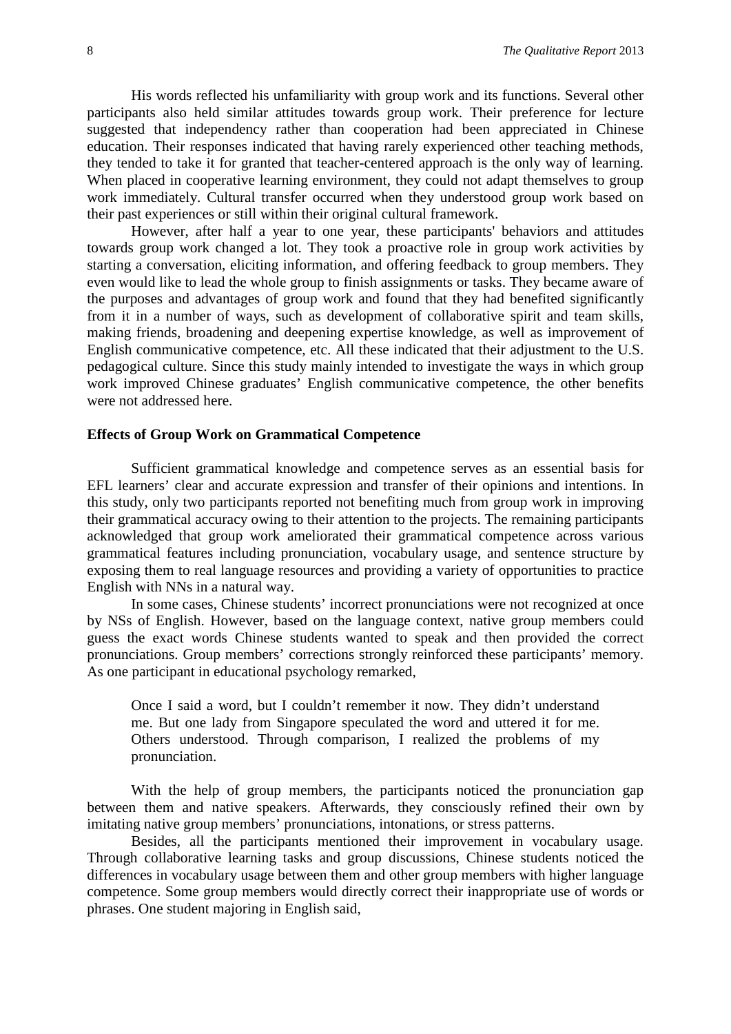His words reflected his unfamiliarity with group work and its functions. Several other participants also held similar attitudes towards group work. Their preference for lecture suggested that independency rather than cooperation had been appreciated in Chinese education. Their responses indicated that having rarely experienced other teaching methods, they tended to take it for granted that teacher-centered approach is the only way of learning. When placed in cooperative learning environment, they could not adapt themselves to group work immediately. Cultural transfer occurred when they understood group work based on their past experiences or still within their original cultural framework.

However, after half a year to one year, these participants' behaviors and attitudes towards group work changed a lot. They took a proactive role in group work activities by starting a conversation, eliciting information, and offering feedback to group members. They even would like to lead the whole group to finish assignments or tasks. They became aware of the purposes and advantages of group work and found that they had benefited significantly from it in a number of ways, such as development of collaborative spirit and team skills, making friends, broadening and deepening expertise knowledge, as well as improvement of English communicative competence, etc. All these indicated that their adjustment to the U.S. pedagogical culture. Since this study mainly intended to investigate the ways in which group work improved Chinese graduates' English communicative competence, the other benefits were not addressed here.

### Effects of Group Work on Grammatical Competence

Sufficient grammatical knowledge and competence serves as an essential basis for EFL learners' clear and accurate expression and transfer of their opinions and intentions. In this study, only two participants reported not benefiting much from group work in improving their grammatical accuracy owing to their attention to the projects. The remaining participants acknowledged that group work ameliorated their grammatical competence across various grammatical features including pronunciation, vocabulary usage, and sentence structure by exposing them to real language resources and providing a variety of opportunities to practice English with NNs in a natural way.

In some cases, Chinese students' incorrect pronunciations were not recognized at once by NSs of English. However, based on the language context, native group members could guess the exact words Chinese students wanted to speak and then provided the correct pronunciations. Group members' corrections strongly reinforced these participants' memory. As one participant in educational psychology remarked,

> Once I said a word, but I couldn't remember it now. They didn't understand me. But one lady from Singapore speculated the word and uttered it for me. Others understood. Through comparison, I realized the problems of my pronunciation.

With the help of group members, the participants noticed the pronunciation gap between them and native speakers. Afterwards, they consciously refined their own by imitating native group members' pronunciations, intonations, or stress patterns.

Besides, all the participants mentioned their improvement in vocabulary usage. Through collaborative learning tasks and group discussions, Chinese students noticed the differences in vocabulary usage between them and other group members with higher language competence. Some group members would directly correct their inappropriate use of words or phrases. One student majoring in English said,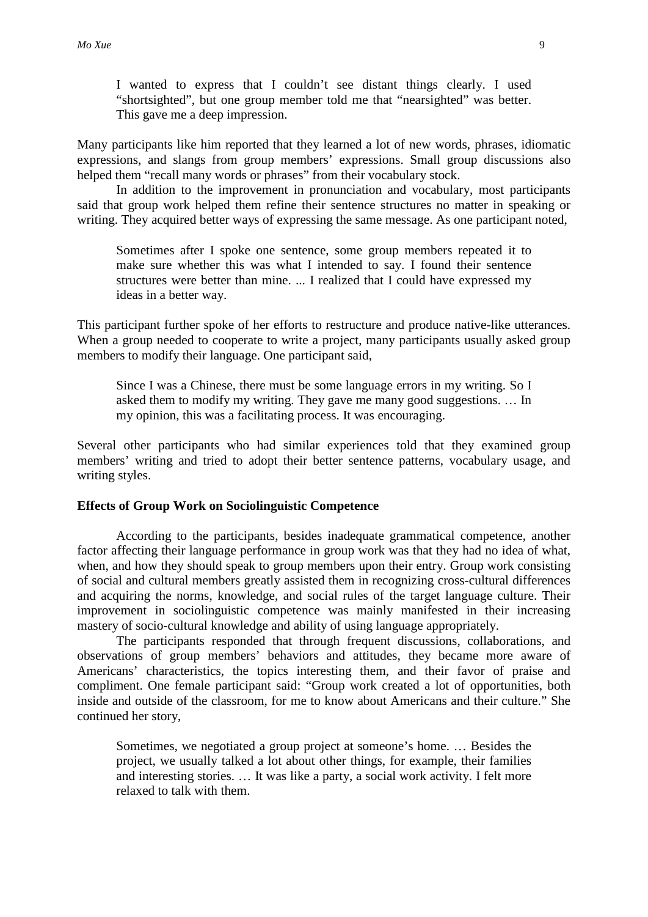> I wanted to express that I couldn't see distant things clearly. I used "shortsighted", but one group member told me that "nearsighted" was better. This gave me a deep impression.

Many participants like him reported that they learned a lot of new words, phrases, idiomatic expressions, and slangs from group members' expressions. Small group discussions also helped them "recall many words or phrases" from their vocabulary stock.

In addition to the improvement in pronunciation and vocabulary, most participants said that group work helped them refine their sentence structures no matter in speaking or writing. They acquired better ways of expressing the same message. As one participant noted,

> Sometimes after I spoke one sentence, some group members repeated it to make sure whether this was what I intended to say. I found their sentence structures were better than mine. ... I realized that I could have expressed my ideas in a better way.

This participant further spoke of her efforts to restructure and produce native-like utterances. When a group needed to cooperate to write a project, many participants usually asked group members to modify their language. One participant said,

> Since I was a Chinese, there must be some language errors in my writing. So I asked them to modify my writing. They gave me many good suggestions. … In my opinion, this was a facilitating process. It was encouraging.

Several other participants who had similar experiences told that they examined group members' writing and tried to adopt their better sentence patterns, vocabulary usage, and writing styles.

### Effects of Group Work on Sociolinguistic Competence

According to the participants, besides inadequate grammatical competence, another factor affecting their language performance in group work was that they had no idea of what, when, and how they should speak to group members upon their entry. Group work consisting of social and cultural members greatly assisted them in recognizing cross-cultural differences and acquiring the norms, knowledge, and social rules of the target language culture. Their improvement in sociolinguistic competence was mainly manifested in their increasing mastery of socio-cultural knowledge and ability of using language appropriately.

The participants responded that through frequent discussions, collaborations, and observations of group members' behaviors and attitudes, they became more aware of Americans' characteristics, the topics interesting them, and their favor of praise and compliment. One female participant said: "Group work created a lot of opportunities, both inside and outside of the classroom, for me to know about Americans and their culture." She continued her story,

> Sometimes, we negotiated a group project at someone's home. … Besides the project, we usually talked a lot about other things, for example, their families and interesting stories. … It was like a party, a social work activity. I felt more relaxed to talk with them.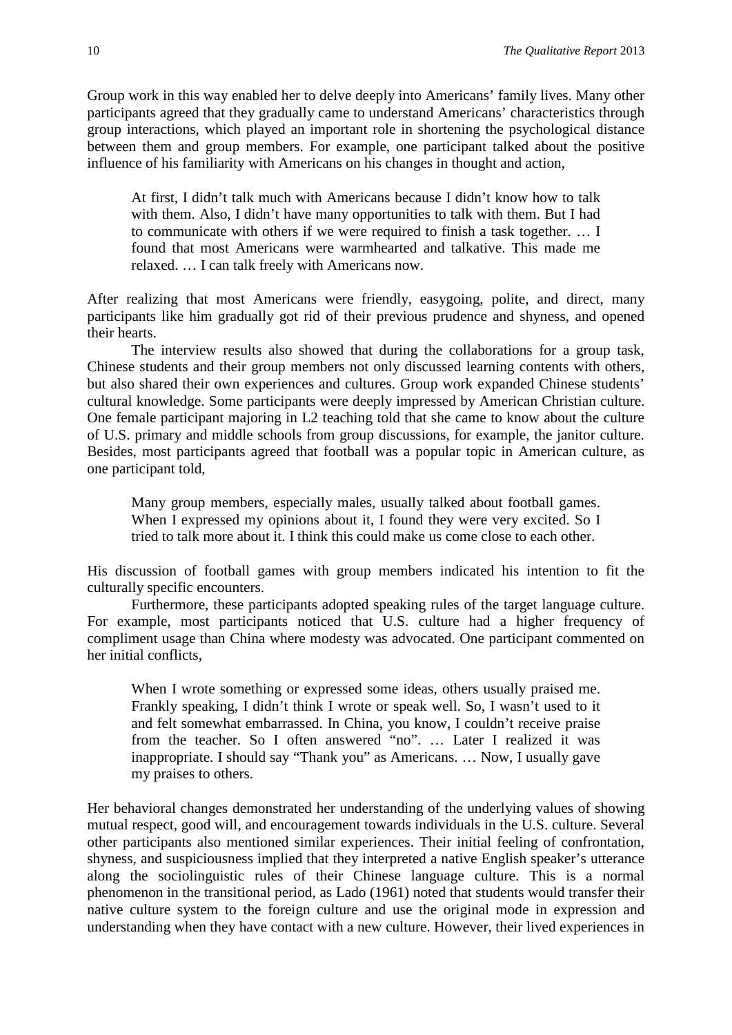Group work in this way enabled her to delve deeply into Americans' family lives. Many other participants agreed that they gradually came to understand Americans' characteristics through group interactions, which played an important role in shortening the psychological distance between them and group members. For example, one participant talked about the positive influence of his familiarity with Americans on his changes in thought and action,

> At first, I didn't talk much with Americans because I didn't know how to talk with them. Also, I didn't have many opportunities to talk with them. But I had to communicate with others if we were required to finish a task together. … I found that most Americans were warmhearted and talkative. This made me relaxed. … I can talk freely with Americans now.

After realizing that most Americans were friendly, easygoing, polite, and direct, many participants like him gradually got rid of their previous prudence and shyness, and opened their hearts.

The interview results also showed that during the collaborations for a group task, Chinese students and their group members not only discussed learning contents with others, but also shared their own experiences and cultures. Group work expanded Chinese students' cultural knowledge. Some participants were deeply impressed by American Christian culture. One female participant majoring in L2 teaching told that she came to know about the culture of U.S. primary and middle schools from group discussions, for example, the janitor culture. Besides, most participants agreed that football was a popular topic in American culture, as one participant told,

> Many group members, especially males, usually talked about football games. When I expressed my opinions about it, I found they were very excited. So I tried to talk more about it. I think this could make us come close to each other.

His discussion of football games with group members indicated his intention to fit the culturally specific encounters.

Furthermore, these participants adopted speaking rules of the target language culture. For example, most participants noticed that U.S. culture had a higher frequency of compliment usage than China where modesty was advocated. One participant commented on her initial conflicts,

> When I wrote something or expressed some ideas, others usually praised me. Frankly speaking, I didn't think I wrote or speak well. So, I wasn't used to it and felt somewhat embarrassed. In China, you know, I couldn't receive praise from the teacher. So I often answered "no". … Later I realized it was inappropriate. I should say "Thank you" as Americans. … Now, I usually gave my praises to others.

Her behavioral changes demonstrated her understanding of the underlying values of showing mutual respect, good will, and encouragement towards individuals in the U.S. culture. Several other participants also mentioned similar experiences. Their initial feeling of confrontation, shyness, and suspiciousness implied that they interpreted a native English speaker's utterance along the sociolinguistic rules of their Chinese language culture. This is a normal phenomenon in the transitional period, as Lado (1961) noted that students would transfer their native culture system to the foreign culture and use the original mode in expression and understanding when they have contact with a new culture. However, their lived experiences in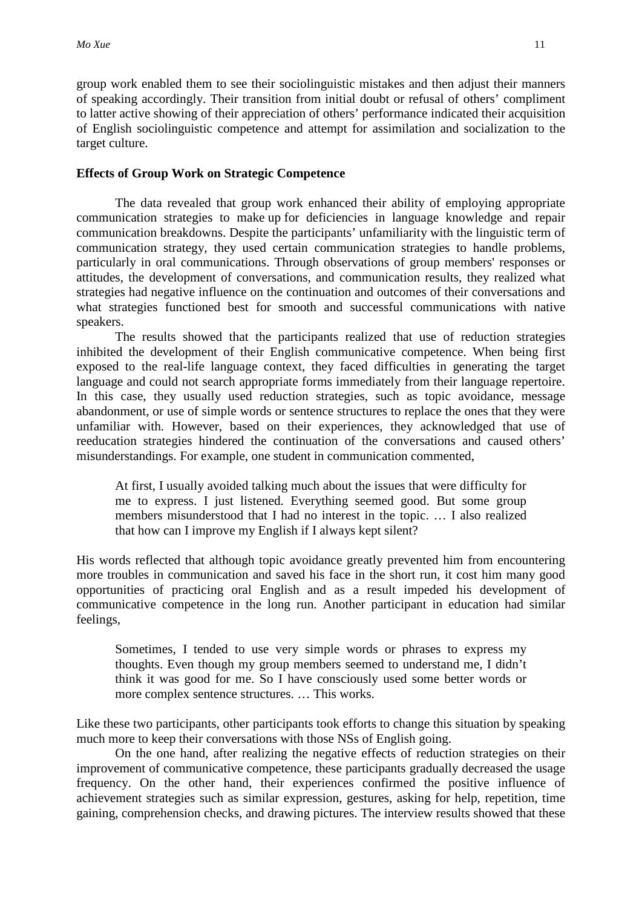group work enabled them to see their sociolinguistic mistakes and then adjust their manners of speaking accordingly. Their transition from initial doubt or refusal of others' compliment to latter active showing of their appreciation of others' performance indicated their acquisition of English sociolinguistic competence and attempt for assimilation and socialization to the target culture.

### Effects of Group Work on Strategic Competence

The data revealed that group work enhanced their ability of employing appropriate communication strategies to make up for deficiencies in language knowledge and repair communication breakdowns. Despite the participants' unfamiliarity with the linguistic term of communication strategy, they used certain communication strategies to handle problems, particularly in oral communications. Through observations of group members' responses or attitudes, the development of conversations, and communication results, they realized what strategies had negative influence on the continuation and outcomes of their conversations and what strategies functioned best for smooth and successful communications with native speakers.

The results showed that the participants realized that use of reduction strategies inhibited the development of their English communicative competence. When being first exposed to the real-life language context, they faced difficulties in generating the target language and could not search appropriate forms immediately from their language repertoire. In this case, they usually used reduction strategies, such as topic avoidance, message abandonment, or use of simple words or sentence structures to replace the ones that they were unfamiliar with. However, based on their experiences, they acknowledged that use of reeducation strategies hindered the continuation of the conversations and caused others' misunderstandings. For example, one student in communication commented,

> At first, I usually avoided talking much about the issues that were difficulty for me to express. I just listened. Everything seemed good. But some group members misunderstood that I had no interest in the topic. … I also realized that how can I improve my English if I always kept silent?

His words reflected that although topic avoidance greatly prevented him from encountering more troubles in communication and saved his face in the short run, it cost him many good opportunities of practicing oral English and as a result impeded his development of communicative competence in the long run. Another participant in education had similar feelings,

> Sometimes, I tended to use very simple words or phrases to express my thoughts. Even though my group members seemed to understand me, I didn't think it was good for me. So I have consciously used some better words or more complex sentence structures. … This works.

Like these two participants, other participants took efforts to change this situation by speaking much more to keep their conversations with those NSs of English going.

On the one hand, after realizing the negative effects of reduction strategies on their improvement of communicative competence, these participants gradually decreased the usage frequency. On the other hand, their experiences confirmed the positive influence of achievement strategies such as similar expression, gestures, asking for help, repetition, time gaining, comprehension checks, and drawing pictures. The interview results showed that these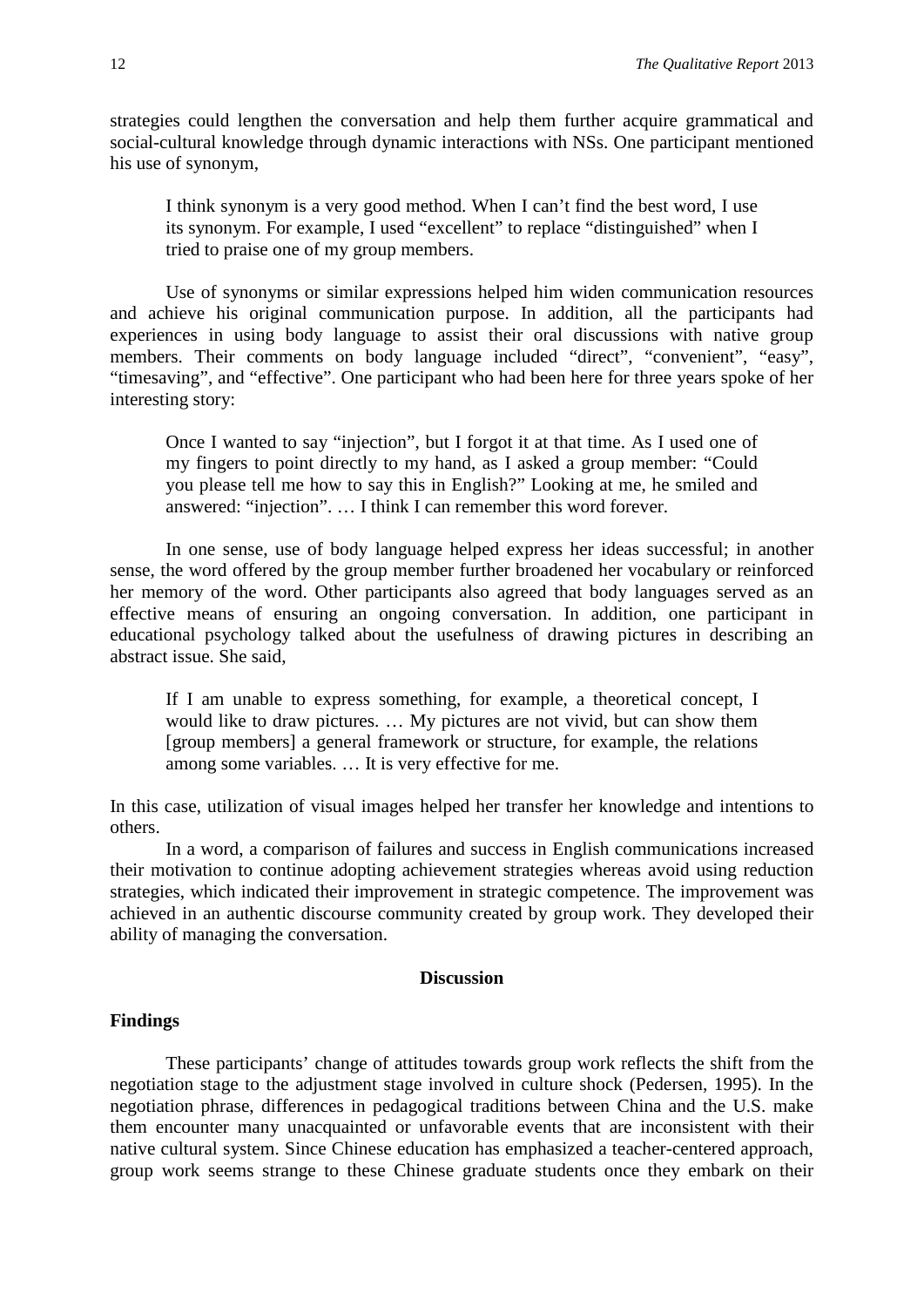strategies could lengthen the conversation and help them further acquire grammatical and social-cultural knowledge through dynamic interactions with NSs. One participant mentioned his use of synonym,

> I think synonym is a very good method. When I can't find the best word, I use its synonym. For example, I used "excellent" to replace "distinguished" when I tried to praise one of my group members.

Use of synonyms or similar expressions helped him widen communication resources and achieve his original communication purpose. In addition, all the participants had experiences in using body language to assist their oral discussions with native group members. Their comments on body language included "direct", "convenient", "easy", "timesaving", and "effective". One participant who had been here for three years spoke of her interesting story:

> Once I wanted to say "injection", but I forgot it at that time. As I used one of my fingers to point directly to my hand, as I asked a group member: "Could you please tell me how to say this in English?" Looking at me, he smiled and answered: "injection". … I think I can remember this word forever.

In one sense, use of body language helped express her ideas successful; in another sense, the word offered by the group member further broadened her vocabulary or reinforced her memory of the word. Other participants also agreed that body languages served as an effective means of ensuring an ongoing conversation. In addition, one participant in educational psychology talked about the usefulness of drawing pictures in describing an abstract issue. She said,

> If I am unable to express something, for example, a theoretical concept, I would like to draw pictures. … My pictures are not vivid, but can show them [group members] a general framework or structure, for example, the relations among some variables. … It is very effective for me.

In this case, utilization of visual images helped her transfer her knowledge and intentions to others.

In a word, a comparison of failures and success in English communications increased their motivation to continue adopting achievement strategies whereas avoid using reduction strategies, which indicated their improvement in strategic competence. The improvement was achieved in an authentic discourse community created by group work. They developed their ability of managing the conversation.

## Discussion

### Findings

These participants' change of attitudes towards group work reflects the shift from the negotiation stage to the adjustment stage involved in culture shock (Pedersen, 1995). In the negotiation phrase, differences in pedagogical traditions between China and the U.S. make them encounter many unacquainted or unfavorable events that are inconsistent with their native cultural system. Since Chinese education has emphasized a teacher-centered approach, group work seems strange to these Chinese graduate students once they embark on their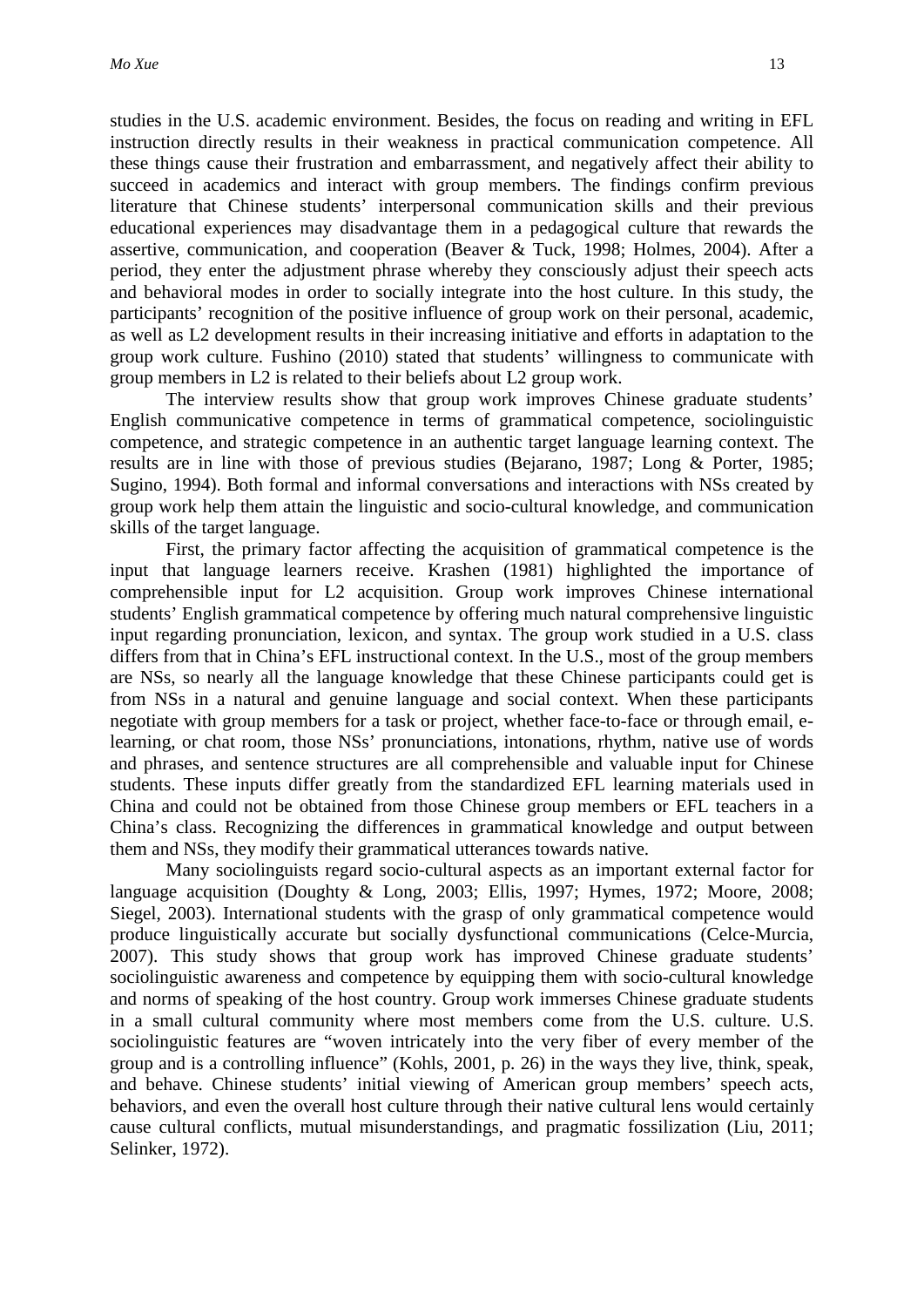studies in the U.S. academic environment. Besides, the focus on reading and writing in EFL instruction directly results in their weakness in practical communication competence. All these things cause their frustration and embarrassment, and negatively affect their ability to succeed in academics and interact with group members. The findings confirm previous literature that Chinese students' interpersonal communication skills and their previous educational experiences may disadvantage them in a pedagogical culture that rewards the assertive, communication, and cooperation (Beaver & Tuck, 1998; Holmes, 2004). After a period, they enter the adjustment phrase whereby they consciously adjust their speech acts and behavioral modes in order to socially integrate into the host culture. In this study, the participants' recognition of the positive influence of group work on their personal, academic, as well as L2 development results in their increasing initiative and efforts in adaptation to the group work culture. Fushino (2010) stated that students' willingness to communicate with group members in L2 is related to their beliefs about L2 group work.

The interview results show that group work improves Chinese graduate students' English communicative competence in terms of grammatical competence, sociolinguistic competence, and strategic competence in an authentic target language learning context. The results are in line with those of previous studies (Bejarano, 1987; Long & Porter, 1985; Sugino, 1994). Both formal and informal conversations and interactions with NSs created by group work help them attain the linguistic and socio-cultural knowledge, and communication skills of the target language.

First, the primary factor affecting the acquisition of grammatical competence is the input that language learners receive. Krashen (1981) highlighted the importance of comprehensible input for L2 acquisition. Group work improves Chinese international students' English grammatical competence by offering much natural comprehensive linguistic input regarding pronunciation, lexicon, and syntax. The group work studied in a U.S. class differs from that in China's EFL instructional context. In the U.S., most of the group members are NSs, so nearly all the language knowledge that these Chinese participants could get is from NSs in a natural and genuine language and social context. When these participants negotiate with group members for a task or project, whether face-to-face or through email, e-learning, or chat room, those NSs' pronunciations, intonations, rhythm, native use of words and phrases, and sentence structures are all comprehensible and valuable input for Chinese students. These inputs differ greatly from the standardized EFL learning materials used in China and could not be obtained from those Chinese group members or EFL teachers in a China's class. Recognizing the differences in grammatical knowledge and output between them and NSs, they modify their grammatical utterances towards native.

Many sociolinguists regard socio-cultural aspects as an important external factor for language acquisition (Doughty & Long, 2003; Ellis, 1997; Hymes, 1972; Moore, 2008; Siegel, 2003). International students with the grasp of only grammatical competence would produce linguistically accurate but socially dysfunctional communications (Celce-Murcia, 2007). This study shows that group work has improved Chinese graduate students' sociolinguistic awareness and competence by equipping them with socio-cultural knowledge and norms of speaking of the host country. Group work immerses Chinese graduate students in a small cultural community where most members come from the U.S. culture. U.S. sociolinguistic features are "woven intricately into the very fiber of every member of the group and is a controlling influence" (Kohls, 2001, p. 26) in the ways they live, think, speak, and behave. Chinese students' initial viewing of American group members' speech acts, behaviors, and even the overall host culture through their native cultural lens would certainly cause cultural conflicts, mutual misunderstandings, and pragmatic fossilization (Liu, 2011; Selinker, 1972).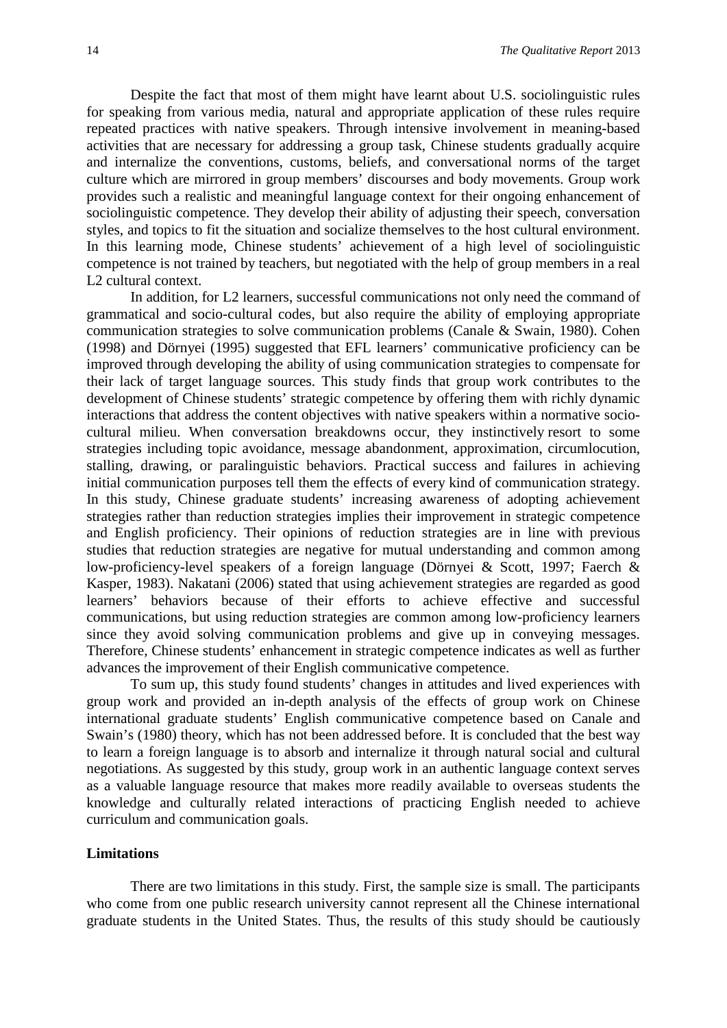Despite the fact that most of them might have learnt about U.S. sociolinguistic rules for speaking from various media, natural and appropriate application of these rules require repeated practices with native speakers. Through intensive involvement in meaning-based activities that are necessary for addressing a group task, Chinese students gradually acquire and internalize the conventions, customs, beliefs, and conversational norms of the target culture which are mirrored in group members' discourses and body movements. Group work provides such a realistic and meaningful language context for their ongoing enhancement of sociolinguistic competence. They develop their ability of adjusting their speech, conversation styles, and topics to fit the situation and socialize themselves to the host cultural environment. In this learning mode, Chinese students' achievement of a high level of sociolinguistic competence is not trained by teachers, but negotiated with the help of group members in a real L2 cultural context.

In addition, for L2 learners, successful communications not only need the command of grammatical and socio-cultural codes, but also require the ability of employing appropriate communication strategies to solve communication problems (Canale & Swain, 1980). Cohen (1998) and Dörnyei (1995) suggested that EFL learners' communicative proficiency can be improved through developing the ability of using communication strategies to compensate for their lack of target language sources. This study finds that group work contributes to the development of Chinese students' strategic competence by offering them with richly dynamic interactions that address the content objectives with native speakers within a normative socio-cultural milieu. When conversation breakdowns occur, they instinctively resort to some strategies including topic avoidance, message abandonment, approximation, circumlocution, stalling, drawing, or paralinguistic behaviors. Practical success and failures in achieving initial communication purposes tell them the effects of every kind of communication strategy. In this study, Chinese graduate students' increasing awareness of adopting achievement strategies rather than reduction strategies implies their improvement in strategic competence and English proficiency. Their opinions of reduction strategies are in line with previous studies that reduction strategies are negative for mutual understanding and common among low-proficiency-level speakers of a foreign language (Dörnyei & Scott, 1997; Faerch & Kasper, 1983). Nakatani (2006) stated that using achievement strategies are regarded as good learners' behaviors because of their efforts to achieve effective and successful communications, but using reduction strategies are common among low-proficiency learners since they avoid solving communication problems and give up in conveying messages. Therefore, Chinese students' enhancement in strategic competence indicates as well as further advances the improvement of their English communicative competence.

To sum up, this study found students' changes in attitudes and lived experiences with group work and provided an in-depth analysis of the effects of group work on Chinese international graduate students' English communicative competence based on Canale and Swain's (1980) theory, which has not been addressed before. It is concluded that the best way to learn a foreign language is to absorb and internalize it through natural social and cultural negotiations. As suggested by this study, group work in an authentic language context serves as a valuable language resource that makes more readily available to overseas students the knowledge and culturally related interactions of practicing English needed to achieve curriculum and communication goals.

## Limitations

There are two limitations in this study. First, the sample size is small. The participants who come from one public research university cannot represent all the Chinese international graduate students in the United States. Thus, the results of this study should be cautiously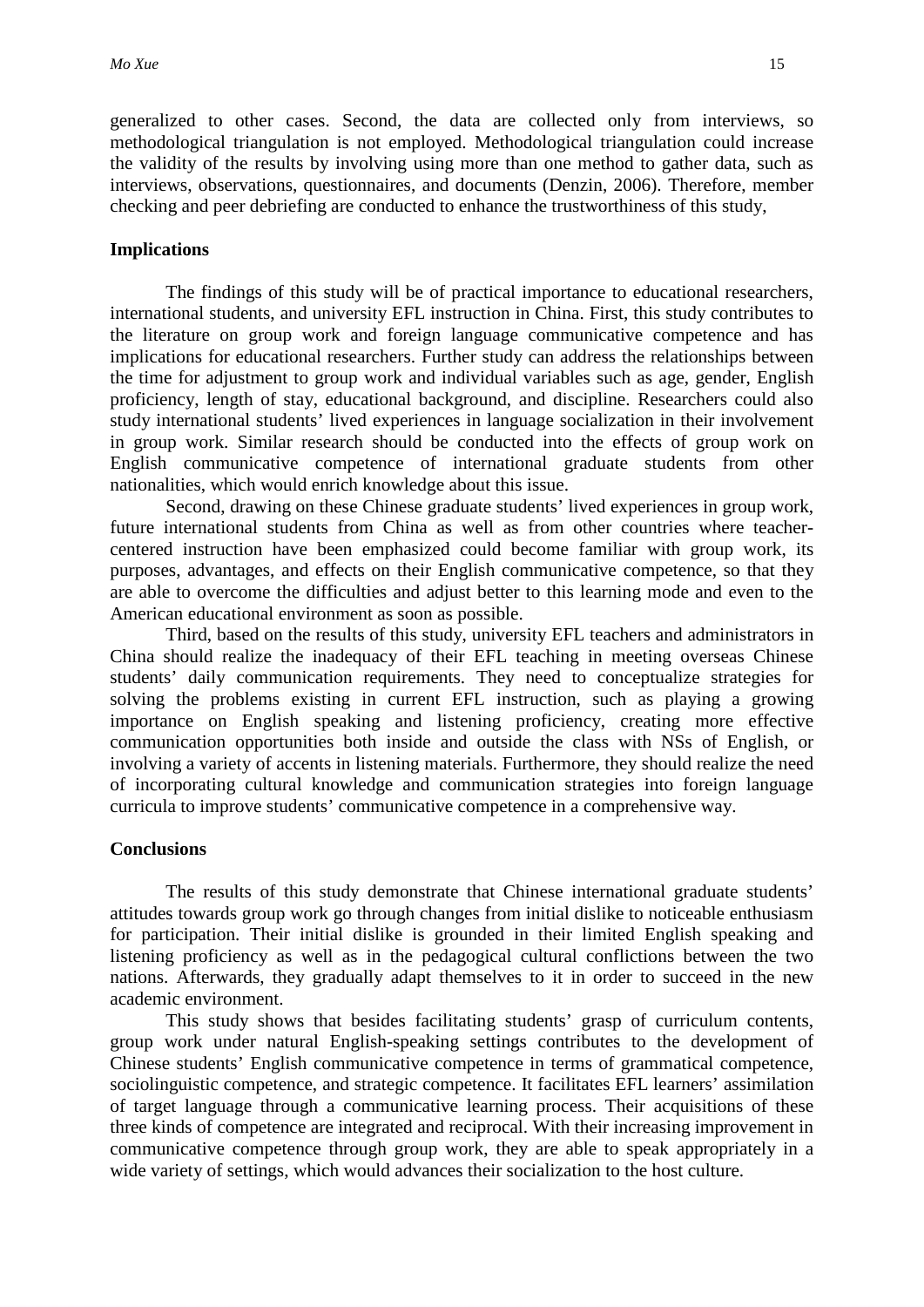generalized to other cases. Second, the data are collected only from interviews, so methodological triangulation is not employed. Methodological triangulation could increase the validity of the results by involving using more than one method to gather data, such as interviews, observations, questionnaires, and documents (Denzin, 2006). Therefore, member checking and peer debriefing are conducted to enhance the trustworthiness of this study,

## Implications

The findings of this study will be of practical importance to educational researchers, international students, and university EFL instruction in China. First, this study contributes to the literature on group work and foreign language communicative competence and has implications for educational researchers. Further study can address the relationships between the time for adjustment to group work and individual variables such as age, gender, English proficiency, length of stay, educational background, and discipline. Researchers could also study international students' lived experiences in language socialization in their involvement in group work. Similar research should be conducted into the effects of group work on English communicative competence of international graduate students from other nationalities, which would enrich knowledge about this issue.

Second, drawing on these Chinese graduate students' lived experiences in group work, future international students from China as well as from other countries where teacher-centered instruction have been emphasized could become familiar with group work, its purposes, advantages, and effects on their English communicative competence, so that they are able to overcome the difficulties and adjust better to this learning mode and even to the American educational environment as soon as possible.

Third, based on the results of this study, university EFL teachers and administrators in China should realize the inadequacy of their EFL teaching in meeting overseas Chinese students' daily communication requirements. They need to conceptualize strategies for solving the problems existing in current EFL instruction, such as playing a growing importance on English speaking and listening proficiency, creating more effective communication opportunities both inside and outside the class with NSs of English, or involving a variety of accents in listening materials. Furthermore, they should realize the need of incorporating cultural knowledge and communication strategies into foreign language curricula to improve students' communicative competence in a comprehensive way.

## Conclusions

The results of this study demonstrate that Chinese international graduate students' attitudes towards group work go through changes from initial dislike to noticeable enthusiasm for participation. Their initial dislike is grounded in their limited English speaking and listening proficiency as well as in the pedagogical cultural conflictions between the two nations. Afterwards, they gradually adapt themselves to it in order to succeed in the new academic environment.

This study shows that besides facilitating students' grasp of curriculum contents, group work under natural English-speaking settings contributes to the development of Chinese students' English communicative competence in terms of grammatical competence, sociolinguistic competence, and strategic competence. It facilitates EFL learners' assimilation of target language through a communicative learning process. Their acquisitions of these three kinds of competence are integrated and reciprocal. With their increasing improvement in communicative competence through group work, they are able to speak appropriately in a wide variety of settings, which would advances their socialization to the host culture.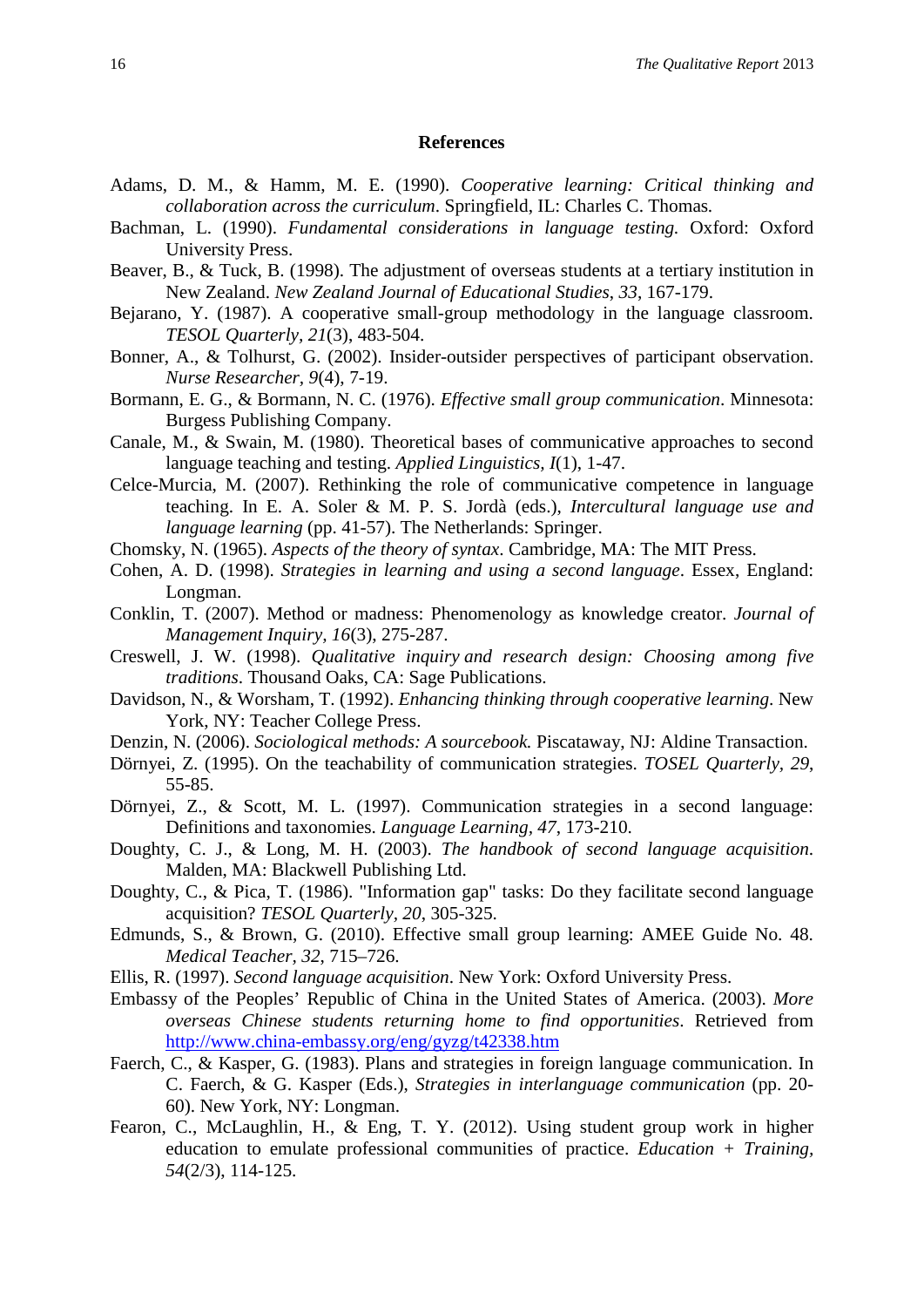## References

Adams, D. M., & Hamm, M. E. (1990). *Cooperative learning: Critical thinking and collaboration across the curriculum*. Springfield, IL: Charles C. Thomas.

Bachman, L. (1990). *Fundamental considerations in language testing.* Oxford: Oxford University Press.

Beaver, B., & Tuck, B. (1998). The adjustment of overseas students at a tertiary institution in New Zealand. *New Zealand Journal of Educational Studies, 33*, 167-179.

Bejarano, Y. (1987). A cooperative small-group methodology in the language classroom. *TESOL Quarterly, 21*(3), 483-504.

Bonner, A., & Tolhurst, G. (2002). Insider-outsider perspectives of participant observation. *Nurse Researcher, 9*(4), 7-19.

Bormann, E. G., & Bormann, N. C. (1976). *Effective small group communication*. Minnesota: Burgess Publishing Company.

Canale, M., & Swain, M. (1980). Theoretical bases of communicative approaches to second language teaching and testing. *Applied Linguistics, I*(1), 1-47.

Celce-Murcia, M. (2007). Rethinking the role of communicative competence in language teaching. In E. A. Soler & M. P. S. Jordà (eds.), *Intercultural language use and language learning* (pp. 41-57). The Netherlands: Springer.

Chomsky, N. (1965). *Aspects of the theory of syntax*. Cambridge, MA: The MIT Press.

Cohen, A. D. (1998). *Strategies in learning and using a second language*. Essex, England: Longman.

Conklin, T. (2007). Method or madness: Phenomenology as knowledge creator. *Journal of Management Inquiry, 16*(3), 275-287.

Creswell, J. W. (1998). *Qualitative inquiry and research design: Choosing among five traditions*. Thousand Oaks, CA: Sage Publications.

Davidson, N., & Worsham, T. (1992). *Enhancing thinking through cooperative learning*. New York, NY: Teacher College Press.

Denzin, N. (2006). *Sociological methods: A sourcebook.* Piscataway, NJ: Aldine Transaction.

Dörnyei, Z. (1995). On the teachability of communication strategies. *TOSEL Quarterly, 29*, 55-85.

Dörnyei, Z., & Scott, M. L. (1997). Communication strategies in a second language: Definitions and taxonomies. *Language Learning, 47*, 173-210.

Doughty, C. J., & Long, M. H. (2003). *The handbook of second language acquisition*. Malden, MA: Blackwell Publishing Ltd.

Doughty, C., & Pica, T. (1986). "Information gap" tasks: Do they facilitate second language acquisition? *TESOL Quarterly, 20*, 305-325.

Edmunds, S., & Brown, G. (2010). Effective small group learning: AMEE Guide No. 48. *Medical Teacher, 32*, 715–726.

Ellis, R. (1997). *Second language acquisition*. New York: Oxford University Press.

Embassy of the Peoples' Republic of China in the United States of America. (2003). *More overseas Chinese students returning home to find opportunities*. Retrieved from http://www.china-embassy.org/eng/gyzg/t42338.htm

Faerch, C., & Kasper, G. (1983). Plans and strategies in foreign language communication. In C. Faerch, & G. Kasper (Eds.), *Strategies in interlanguage communication* (pp. 20-60). New York, NY: Longman.

Fearon, C., McLaughlin, H., & Eng, T. Y. (2012). Using student group work in higher education to emulate professional communities of practice. *Education + Training, 54*(2/3), 114-125.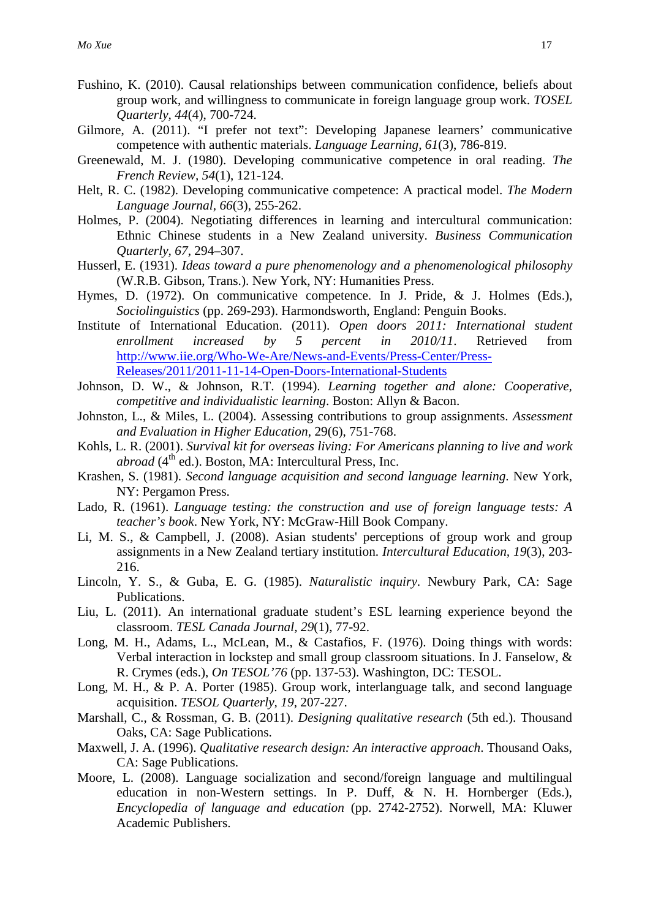Fushino, K. (2010). Causal relationships between communication confidence, beliefs about group work, and willingness to communicate in foreign language group work. *TOSEL Quarterly, 44*(4), 700-724.

Gilmore, A. (2011). "I prefer not text": Developing Japanese learners' communicative competence with authentic materials. *Language Learning, 61*(3), 786-819.

Greenewald, M. J. (1980). Developing communicative competence in oral reading. *The French Review, 54*(1), 121-124.

Helt, R. C. (1982). Developing communicative competence: A practical model. *The Modern Language Journal, 66*(3), 255-262.

Holmes, P. (2004). Negotiating differences in learning and intercultural communication: Ethnic Chinese students in a New Zealand university. *Business Communication Quarterly, 67*, 294–307.

Husserl, E. (1931). *Ideas toward a pure phenomenology and a phenomenological philosophy* (W.R.B. Gibson, Trans.). New York, NY: Humanities Press.

Hymes, D. (1972). On communicative competence. In J. Pride, & J. Holmes (Eds.), *Sociolinguistics* (pp. 269-293). Harmondsworth, England: Penguin Books.

Institute of International Education. (2011). *Open doors 2011: International student enrollment increased by 5 percent in 2010/11*. Retrieved from http://www.iie.org/Who-We-Are/News-and-Events/Press-Center/Press-Releases/2011/2011-11-14-Open-Doors-International-Students

Johnson, D. W., & Johnson, R.T. (1994). *Learning together and alone: Cooperative, competitive and individualistic learning*. Boston: Allyn & Bacon.

Johnston, L., & Miles, L. (2004). Assessing contributions to group assignments. *Assessment and Evaluation in Higher Education*, 29(6), 751-768.

Kohls, L. R. (2001). *Survival kit for overseas living: For Americans planning to live and work abroad* (4th ed.). Boston, MA: Intercultural Press, Inc.

Krashen, S. (1981). *Second language acquisition and second language learning*. New York, NY: Pergamon Press.

Lado, R. (1961). *Language testing: the construction and use of foreign language tests: A teacher's book*. New York, NY: McGraw-Hill Book Company.

Li, M. S., & Campbell, J. (2008). Asian students' perceptions of group work and group assignments in a New Zealand tertiary institution. *Intercultural Education, 19*(3), 203-216.

Lincoln, Y. S., & Guba, E. G. (1985). *Naturalistic inquiry*. Newbury Park, CA: Sage Publications.

Liu, L. (2011). An international graduate student's ESL learning experience beyond the classroom. *TESL Canada Journal, 29*(1), 77-92.

Long, M. H., Adams, L., McLean, M., & Castafios, F. (1976). Doing things with words: Verbal interaction in lockstep and small group classroom situations. In J. Fanselow, & R. Crymes (eds.), *On TESOL'76* (pp. 137-53). Washington, DC: TESOL.

Long, M. H., & P. A. Porter (1985). Group work, interlanguage talk, and second language acquisition. *TESOL Quarterly, 19*, 207-227.

Marshall, C., & Rossman, G. B. (2011). *Designing qualitative research* (5th ed.). Thousand Oaks, CA: Sage Publications.

Maxwell, J. A. (1996). *Qualitative research design: An interactive approach*. Thousand Oaks, CA: Sage Publications.

Moore, L. (2008). Language socialization and second/foreign language and multilingual education in non-Western settings. In P. Duff, & N. H. Hornberger (Eds.), *Encyclopedia of language and education* (pp. 2742-2752). Norwell, MA: Kluwer Academic Publishers.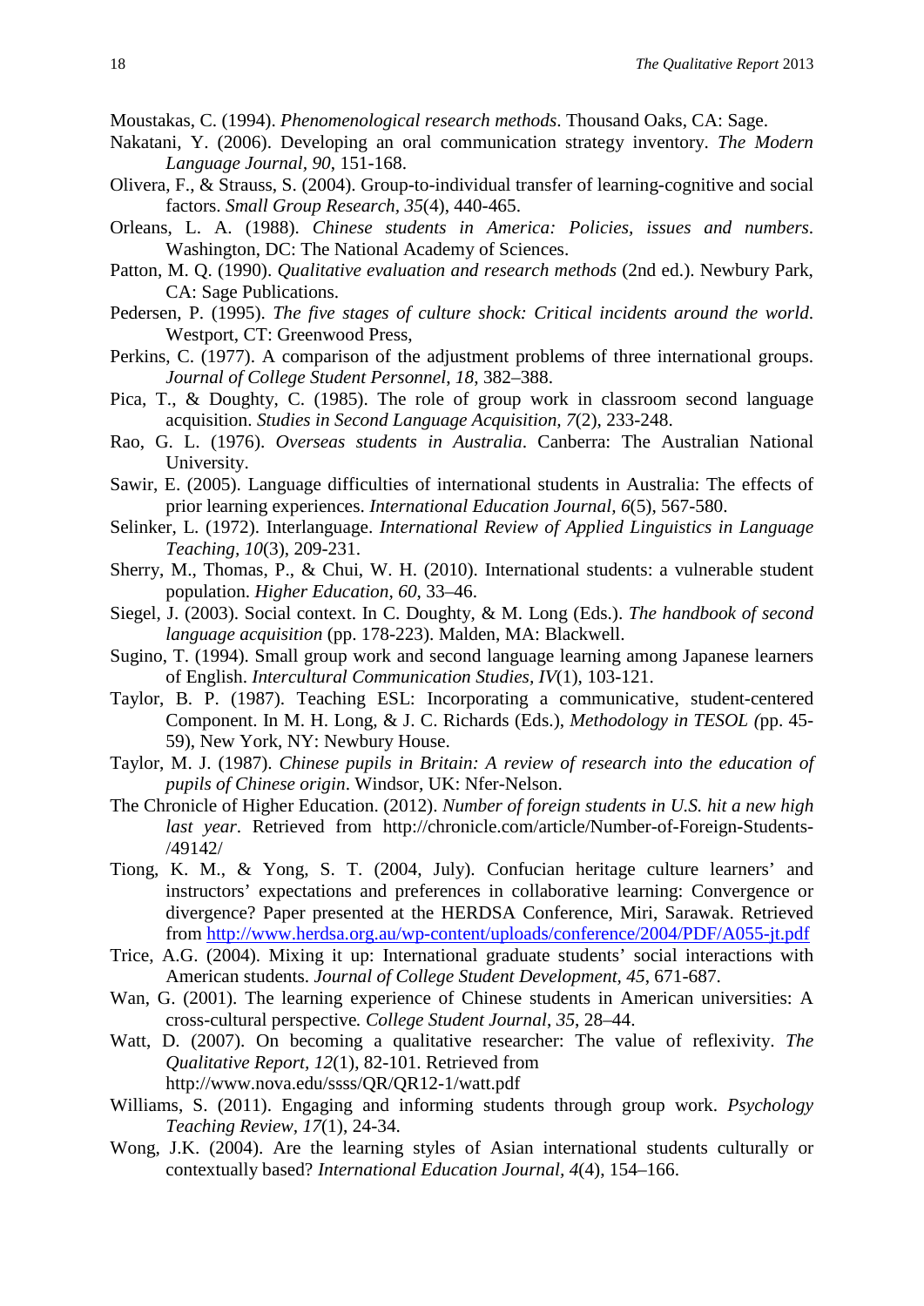Moustakas, C. (1994). *Phenomenological research methods*. Thousand Oaks, CA: Sage.

Nakatani, Y. (2006). Developing an oral communication strategy inventory. *The Modern Language Journal, 90*, 151-168.

Olivera, F., & Strauss, S. (2004). Group-to-individual transfer of learning-cognitive and social factors. *Small Group Research, 35*(4), 440-465.

Orleans, L. A. (1988). *Chinese students in America: Policies, issues and numbers*. Washington, DC: The National Academy of Sciences.

Patton, M. Q. (1990). *Qualitative evaluation and research methods* (2nd ed.). Newbury Park, CA: Sage Publications.

Pedersen, P. (1995). *The five stages of culture shock: Critical incidents around the world*. Westport, CT: Greenwood Press,

Perkins, C. (1977). A comparison of the adjustment problems of three international groups. *Journal of College Student Personnel, 18*, 382–388.

Pica, T., & Doughty, C. (1985). The role of group work in classroom second language acquisition. *Studies in Second Language Acquisition, 7*(2), 233-248.

Rao, G. L. (1976). *Overseas students in Australia*. Canberra: The Australian National University.

Sawir, E. (2005). Language difficulties of international students in Australia: The effects of prior learning experiences. *International Education Journal, 6*(5), 567-580.

Selinker, L. (1972). Interlanguage. *International Review of Applied Linguistics in Language Teaching, 10*(3), 209-231.

Sherry, M., Thomas, P., & Chui, W. H. (2010). International students: a vulnerable student population. *Higher Education, 60*, 33–46.

Siegel, J. (2003). Social context. In C. Doughty, & M. Long (Eds.). *The handbook of second language acquisition* (pp. 178-223). Malden, MA: Blackwell.

Sugino, T. (1994). Small group work and second language learning among Japanese learners of English. *Intercultural Communication Studies, IV*(1), 103-121.

Taylor, B. P. (1987). Teaching ESL: Incorporating a communicative, student-centered Component. In M. H. Long, & J. C. Richards (Eds.), *Methodology in TESOL (*pp. 45-59), New York, NY: Newbury House.

Taylor, M. J. (1987). *Chinese pupils in Britain: A review of research into the education of pupils of Chinese origin*. Windsor, UK: Nfer-Nelson.

The Chronicle of Higher Education. (2012). *Number of foreign students in U.S. hit a new high last year*. Retrieved from http://chronicle.com/article/Number-of-Foreign-Students-/49142/

Tiong, K. M., & Yong, S. T. (2004, July). Confucian heritage culture learners' and instructors' expectations and preferences in collaborative learning: Convergence or divergence? Paper presented at the HERDSA Conference, Miri, Sarawak. Retrieved from http://www.herdsa.org.au/wp-content/uploads/conference/2004/PDF/A055-jt.pdf

Trice, A.G. (2004). Mixing it up: International graduate students' social interactions with American students. *Journal of College Student Development, 45*, 671-687.

Wan, G. (2001). The learning experience of Chinese students in American universities: A cross-cultural perspective*. College Student Journal, 35*, 28–44.

Watt, D. (2007). On becoming a qualitative researcher: The value of reflexivity. *The Qualitative Report, 12*(1), 82-101. Retrieved from http://www.nova.edu/ssss/QR/QR12-1/watt.pdf

Williams, S. (2011). Engaging and informing students through group work. *Psychology Teaching Review, 17*(1), 24-34.

Wong, J.K. (2004). Are the learning styles of Asian international students culturally or contextually based? *International Education Journal, 4*(4), 154–166.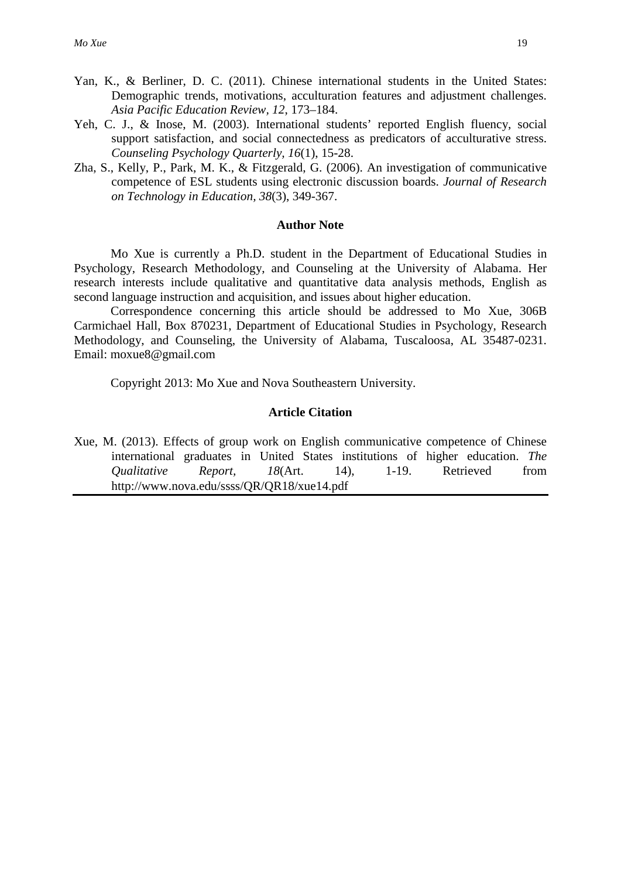Yan, K., & Berliner, D. C. (2011). Chinese international students in the United States: Demographic trends, motivations, acculturation features and adjustment challenges. *Asia Pacific Education Review, 12*, 173–184.

Yeh, C. J., & Inose, M. (2003). International students' reported English fluency, social support satisfaction, and social connectedness as predicators of acculturative stress. *Counseling Psychology Quarterly, 16*(1), 15-28.

Zha, S., Kelly, P., Park, M. K., & Fitzgerald, G. (2006). An investigation of communicative competence of ESL students using electronic discussion boards. *Journal of Research on Technology in Education, 38*(3), 349-367.

## Author Note

Mo Xue is currently a Ph.D. student in the Department of Educational Studies in Psychology, Research Methodology, and Counseling at the University of Alabama. Her research interests include qualitative and quantitative data analysis methods, English as second language instruction and acquisition, and issues about higher education.

Correspondence concerning this article should be addressed to Mo Xue, 306B Carmichael Hall, Box 870231, Department of Educational Studies in Psychology, Research Methodology, and Counseling, the University of Alabama, Tuscaloosa, AL 35487-0231. Email: moxue8@gmail.com

Copyright 2013: Mo Xue and Nova Southeastern University.

## Article Citation

Xue, M. (2013). Effects of group work on English communicative competence of Chinese international graduates in United States institutions of higher education. *The Qualitative Report, 18*(Art. 14), 1-19. Retrieved from http://www.nova.edu/ssss/QR/QR18/xue14.pdf